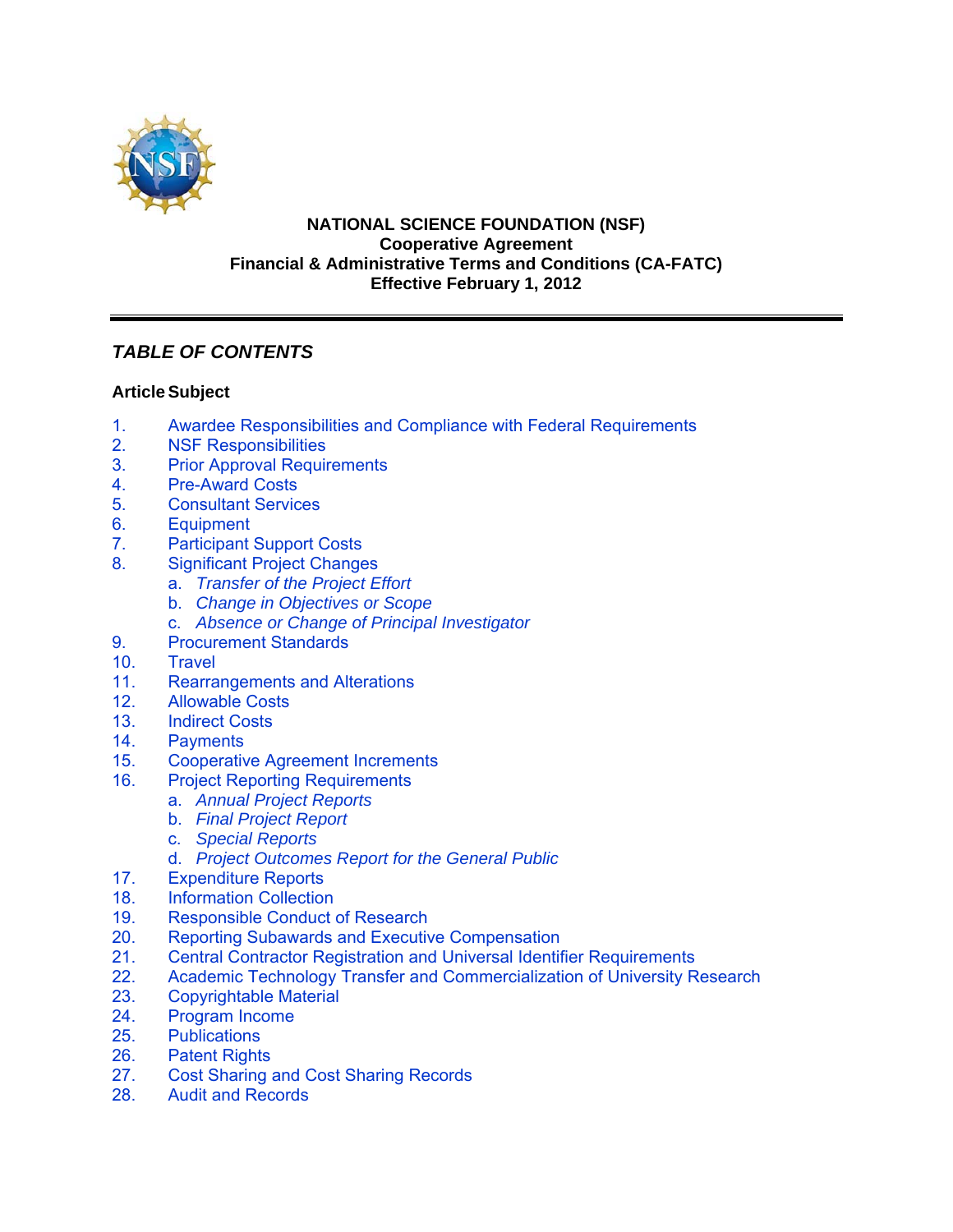# NATIONAL SCIENCE FOUNDATION (NSF)
## Cooperative Agreement
## Financial & Administrative Terms and Conditions (CA-FATC)
## Effective February 1, 2012

---

## *TABLE OF CONTENTS*

**Article Subject**

1. Awardee Responsibilities and Compliance with Federal Requirements
2. NSF Responsibilities
3. Prior Approval Requirements
4. Pre-Award Costs
5. Consultant Services
6. Equipment
7. Participant Support Costs
8. Significant Project Changes
   a. *Transfer of the Project Effort*
   b. *Change in Objectives or Scope*
   c. *Absence or Change of Principal Investigator*
9. Procurement Standards
10. Travel
11. Rearrangements and Alterations
12. Allowable Costs
13. Indirect Costs
14. Payments
15. Cooperative Agreement Increments
16. Project Reporting Requirements
    a. *Annual Project Reports*
    b. *Final Project Report*
    c. *Special Reports*
    d. *Project Outcomes Report for the General Public*
17. Expenditure Reports
18. Information Collection
19. Responsible Conduct of Research
20. Reporting Subawards and Executive Compensation
21. Central Contractor Registration and Universal Identifier Requirements
22. Academic Technology Transfer and Commercialization of University Research
23. Copyrightable Material
24. Program Income
25. Publications
26. Patent Rights
27. Cost Sharing and Cost Sharing Records
28. Audit and Records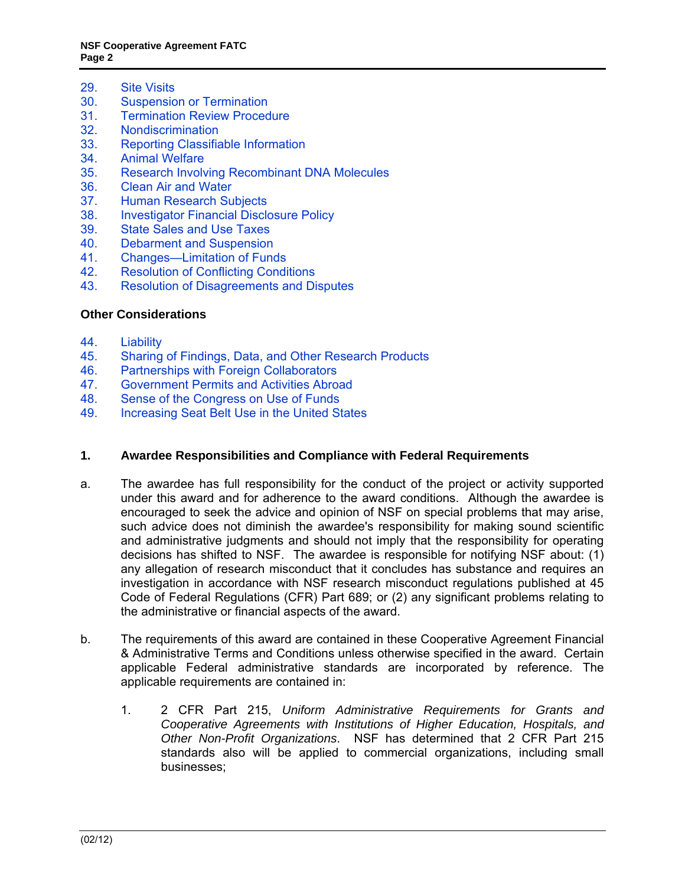29. Site Visits
30. Suspension or Termination
31. Termination Review Procedure
32. Nondiscrimination
33. Reporting Classifiable Information
34. Animal Welfare
35. Research Involving Recombinant DNA Molecules
36. Clean Air and Water
37. Human Research Subjects
38. Investigator Financial Disclosure Policy
39. State Sales and Use Taxes
40. Debarment and Suspension
41. Changes—Limitation of Funds
42. Resolution of Conflicting Conditions
43. Resolution of Disagreements and Disputes

**Other Considerations**

44. Liability
45. Sharing of Findings, Data, and Other Research Products
46. Partnerships with Foreign Collaborators
47. Government Permits and Activities Abroad
48. Sense of the Congress on Use of Funds
49. Increasing Seat Belt Use in the United States

## 1. Awardee Responsibilities and Compliance with Federal Requirements

a. The awardee has full responsibility for the conduct of the project or activity supported under this award and for adherence to the award conditions. Although the awardee is encouraged to seek the advice and opinion of NSF on special problems that may arise, such advice does not diminish the awardee's responsibility for making sound scientific and administrative judgments and should not imply that the responsibility for operating decisions has shifted to NSF. The awardee is responsible for notifying NSF about: (1) any allegation of research misconduct that it concludes has substance and requires an investigation in accordance with NSF research misconduct regulations published at 45 Code of Federal Regulations (CFR) Part 689; or (2) any significant problems relating to the administrative or financial aspects of the award.

b. The requirements of this award are contained in these Cooperative Agreement Financial & Administrative Terms and Conditions unless otherwise specified in the award. Certain applicable Federal administrative standards are incorporated by reference. The applicable requirements are contained in:

   1. 2 CFR Part 215, *Uniform Administrative Requirements for Grants and Cooperative Agreements with Institutions of Higher Education, Hospitals, and Other Non-Profit Organizations*. NSF has determined that 2 CFR Part 215 standards also will be applied to commercial organizations, including small businesses;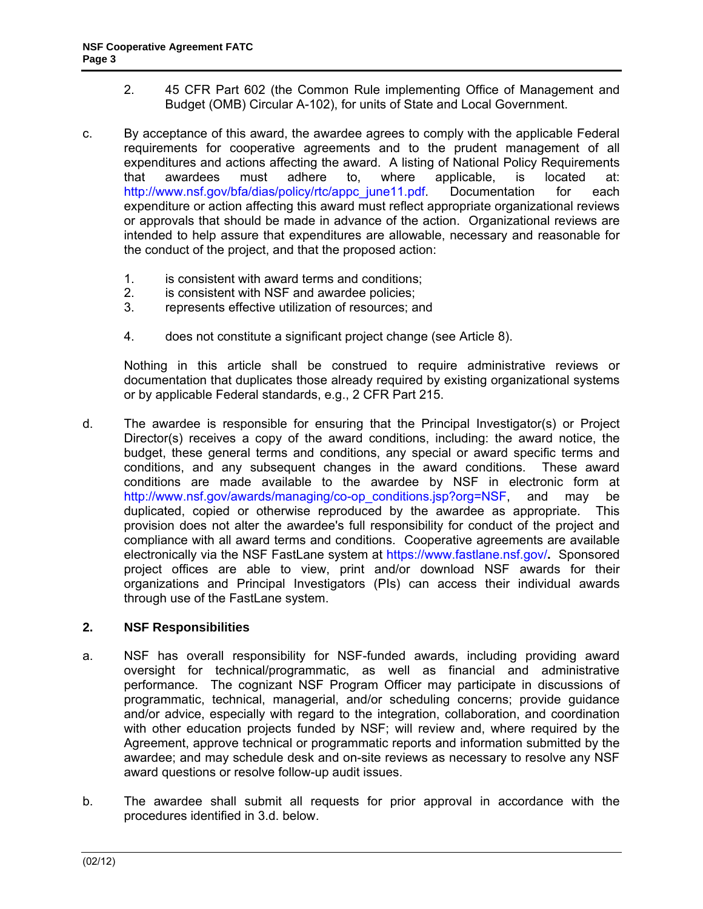2. 45 CFR Part 602 (the Common Rule implementing Office of Management and Budget (OMB) Circular A-102), for units of State and Local Government.

c. By acceptance of this award, the awardee agrees to comply with the applicable Federal requirements for cooperative agreements and to the prudent management of all expenditures and actions affecting the award. A listing of National Policy Requirements that awardees must adhere to, where applicable, is located at: http://www.nsf.gov/bfa/dias/policy/rtc/appc_june11.pdf. Documentation for each expenditure or action affecting this award must reflect appropriate organizational reviews or approvals that should be made in advance of the action. Organizational reviews are intended to help assure that expenditures are allowable, necessary and reasonable for the conduct of the project, and that the proposed action:

   1. is consistent with award terms and conditions;
   2. is consistent with NSF and awardee policies;
   3. represents effective utilization of resources; and
   4. does not constitute a significant project change (see Article 8).

   Nothing in this article shall be construed to require administrative reviews or documentation that duplicates those already required by existing organizational systems or by applicable Federal standards, e.g., 2 CFR Part 215.

d. The awardee is responsible for ensuring that the Principal Investigator(s) or Project Director(s) receives a copy of the award conditions, including: the award notice, the budget, these general terms and conditions, any special or award specific terms and conditions, and any subsequent changes in the award conditions. These award conditions are made available to the awardee by NSF in electronic form at http://www.nsf.gov/awards/managing/co-op_conditions.jsp?org=NSF, and may be duplicated, copied or otherwise reproduced by the awardee as appropriate. This provision does not alter the awardee's full responsibility for conduct of the project and compliance with all award terms and conditions. Cooperative agreements are available electronically via the NSF FastLane system at https://www.fastlane.nsf.gov/**.** Sponsored project offices are able to view, print and/or download NSF awards for their organizations and Principal Investigators (PIs) can access their individual awards through use of the FastLane system.

## 2. NSF Responsibilities

a. NSF has overall responsibility for NSF-funded awards, including providing award oversight for technical/programmatic, as well as financial and administrative performance. The cognizant NSF Program Officer may participate in discussions of programmatic, technical, managerial, and/or scheduling concerns; provide guidance and/or advice, especially with regard to the integration, collaboration, and coordination with other education projects funded by NSF; will review and, where required by the Agreement, approve technical or programmatic reports and information submitted by the awardee; and may schedule desk and on-site reviews as necessary to resolve any NSF award questions or resolve follow-up audit issues.

b. The awardee shall submit all requests for prior approval in accordance with the procedures identified in 3.d. below.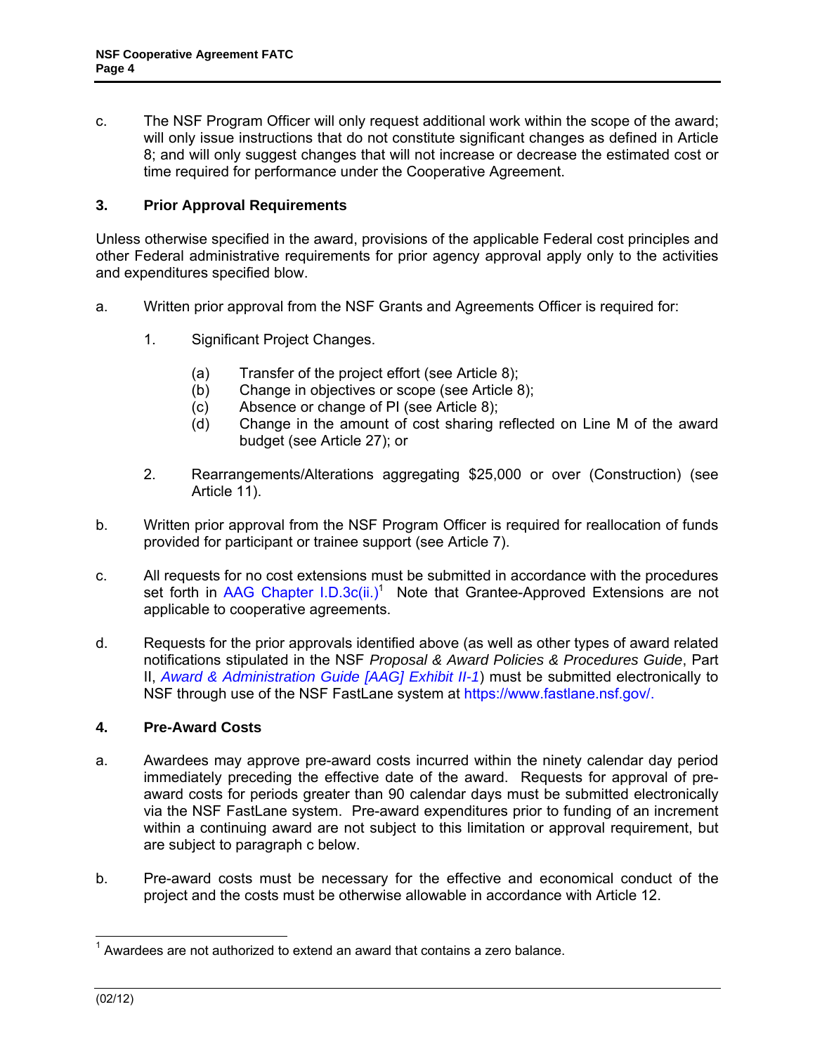c. The NSF Program Officer will only request additional work within the scope of the award; will only issue instructions that do not constitute significant changes as defined in Article 8; and will only suggest changes that will not increase or decrease the estimated cost or time required for performance under the Cooperative Agreement.

## 3. Prior Approval Requirements

Unless otherwise specified in the award, provisions of the applicable Federal cost principles and other Federal administrative requirements for prior agency approval apply only to the activities and expenditures specified blow.

a. Written prior approval from the NSF Grants and Agreements Officer is required for:

   1. Significant Project Changes.

      (a) Transfer of the project effort (see Article 8);
      (b) Change in objectives or scope (see Article 8);
      (c) Absence or change of PI (see Article 8);
      (d) Change in the amount of cost sharing reflected on Line M of the award budget (see Article 27); or

   2. Rearrangements/Alterations aggregating $25,000 or over (Construction) (see Article 11).

b. Written prior approval from the NSF Program Officer is required for reallocation of funds provided for participant or trainee support (see Article 7).

c. All requests for no cost extensions must be submitted in accordance with the procedures set forth in AAG Chapter I.D.3c(ii.)[1] Note that Grantee-Approved Extensions are not applicable to cooperative agreements.

d. Requests for the prior approvals identified above (as well as other types of award related notifications stipulated in the NSF *Proposal & Award Policies & Procedures Guide*, Part II, *Award & Administration Guide [AAG] Exhibit II-1*) must be submitted electronically to NSF through use of the NSF FastLane system at https://www.fastlane.nsf.gov/.

## 4. Pre-Award Costs

a. Awardees may approve pre-award costs incurred within the ninety calendar day period immediately preceding the effective date of the award. Requests for approval of pre-award costs for periods greater than 90 calendar days must be submitted electronically via the NSF FastLane system. Pre-award expenditures prior to funding of an increment within a continuing award are not subject to this limitation or approval requirement, but are subject to paragraph c below.

b. Pre-award costs must be necessary for the effective and economical conduct of the project and the costs must be otherwise allowable in accordance with Article 12.

---

[1] Awardees are not authorized to extend an award that contains a zero balance.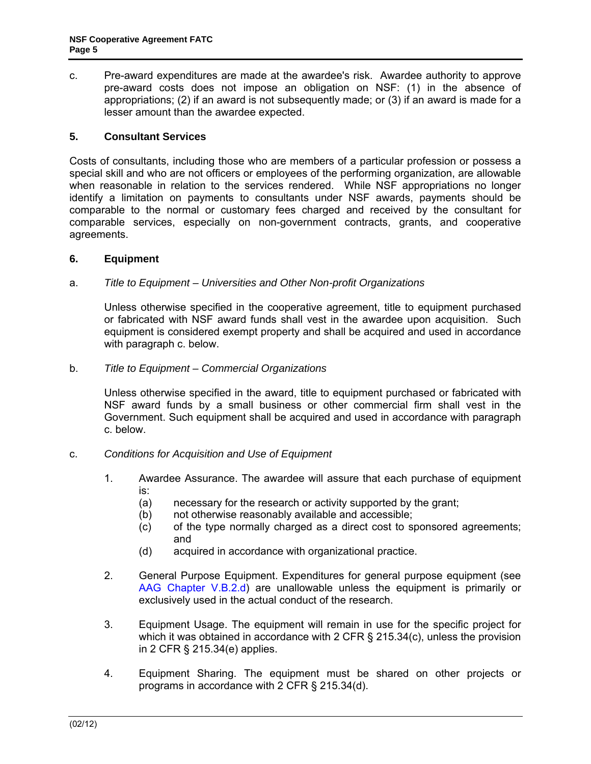c. Pre-award expenditures are made at the awardee's risk. Awardee authority to approve pre-award costs does not impose an obligation on NSF: (1) in the absence of appropriations; (2) if an award is not subsequently made; or (3) if an award is made for a lesser amount than the awardee expected.

## 5. Consultant Services

Costs of consultants, including those who are members of a particular profession or possess a special skill and who are not officers or employees of the performing organization, are allowable when reasonable in relation to the services rendered. While NSF appropriations no longer identify a limitation on payments to consultants under NSF awards, payments should be comparable to the normal or customary fees charged and received by the consultant for comparable services, especially on non-government contracts, grants, and cooperative agreements.

## 6. Equipment

a. *Title to Equipment – Universities and Other Non-profit Organizations*

Unless otherwise specified in the cooperative agreement, title to equipment purchased or fabricated with NSF award funds shall vest in the awardee upon acquisition. Such equipment is considered exempt property and shall be acquired and used in accordance with paragraph c. below.

b. *Title to Equipment – Commercial Organizations*

Unless otherwise specified in the award, title to equipment purchased or fabricated with NSF award funds by a small business or other commercial firm shall vest in the Government. Such equipment shall be acquired and used in accordance with paragraph c. below.

c. *Conditions for Acquisition and Use of Equipment*

1. Awardee Assurance. The awardee will assure that each purchase of equipment is:
   (a) necessary for the research or activity supported by the grant;
   (b) not otherwise reasonably available and accessible;
   (c) of the type normally charged as a direct cost to sponsored agreements; and
   (d) acquired in accordance with organizational practice.

2. General Purpose Equipment. Expenditures for general purpose equipment (see AAG Chapter V.B.2.d) are unallowable unless the equipment is primarily or exclusively used in the actual conduct of the research.

3. Equipment Usage. The equipment will remain in use for the specific project for which it was obtained in accordance with 2 CFR § 215.34(c), unless the provision in 2 CFR § 215.34(e) applies.

4. Equipment Sharing. The equipment must be shared on other projects or programs in accordance with 2 CFR § 215.34(d).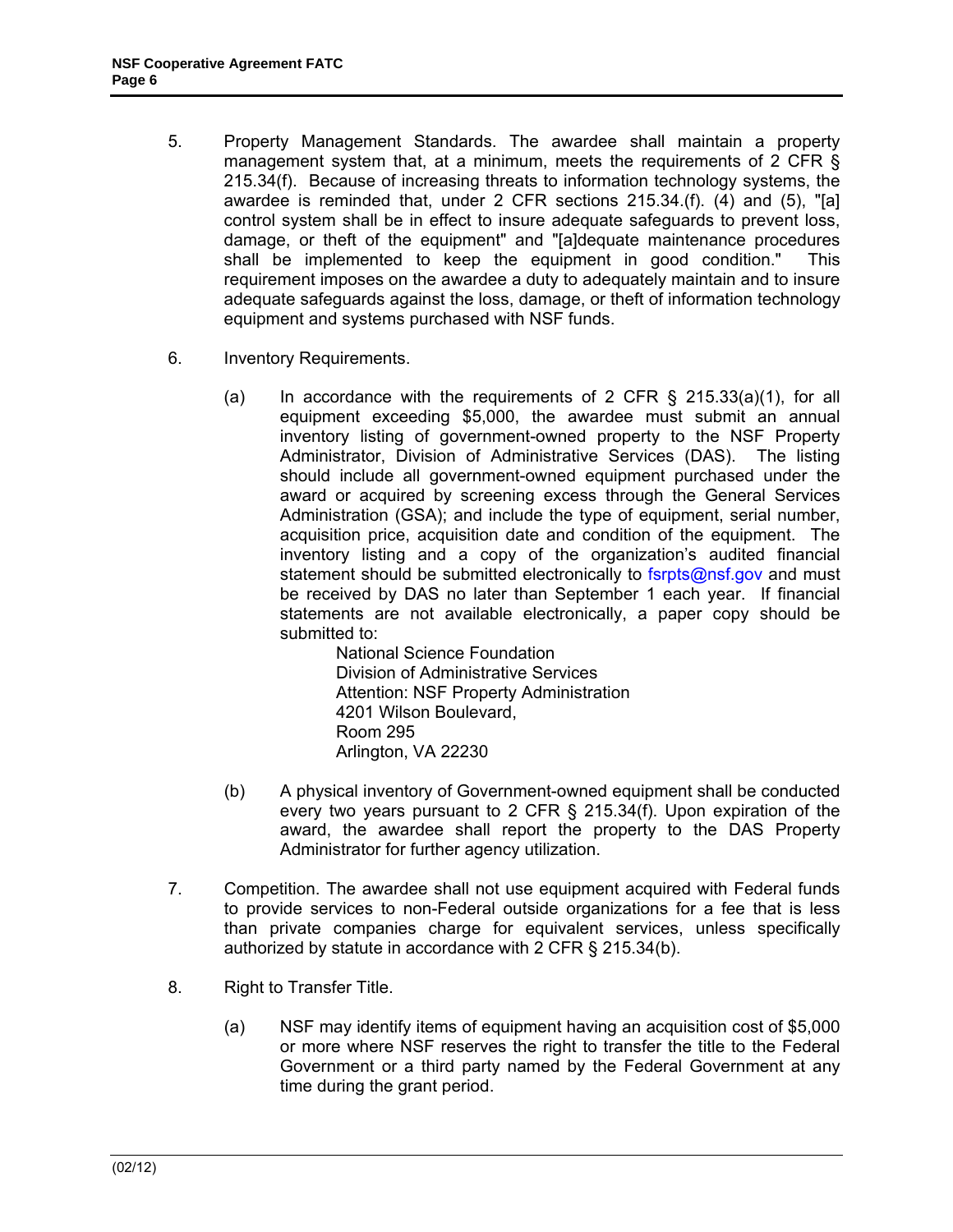5. Property Management Standards. The awardee shall maintain a property management system that, at a minimum, meets the requirements of 2 CFR § 215.34(f). Because of increasing threats to information technology systems, the awardee is reminded that, under 2 CFR sections 215.34.(f). (4) and (5), "[a] control system shall be in effect to insure adequate safeguards to prevent loss, damage, or theft of the equipment" and "[a]dequate maintenance procedures shall be implemented to keep the equipment in good condition." This requirement imposes on the awardee a duty to adequately maintain and to insure adequate safeguards against the loss, damage, or theft of information technology equipment and systems purchased with NSF funds.

6. Inventory Requirements.

   (a) In accordance with the requirements of 2 CFR § 215.33(a)(1), for all equipment exceeding $5,000, the awardee must submit an annual inventory listing of government-owned property to the NSF Property Administrator, Division of Administrative Services (DAS). The listing should include all government-owned equipment purchased under the award or acquired by screening excess through the General Services Administration (GSA); and include the type of equipment, serial number, acquisition price, acquisition date and condition of the equipment. The inventory listing and a copy of the organization's audited financial statement should be submitted electronically to fsrpts@nsf.gov and must be received by DAS no later than September 1 each year. If financial statements are not available electronically, a paper copy should be submitted to:

      National Science Foundation
      Division of Administrative Services
      Attention: NSF Property Administration
      4201 Wilson Boulevard,
      Room 295
      Arlington, VA 22230

   (b) A physical inventory of Government-owned equipment shall be conducted every two years pursuant to 2 CFR § 215.34(f). Upon expiration of the award, the awardee shall report the property to the DAS Property Administrator for further agency utilization.

7. Competition. The awardee shall not use equipment acquired with Federal funds to provide services to non-Federal outside organizations for a fee that is less than private companies charge for equivalent services, unless specifically authorized by statute in accordance with 2 CFR § 215.34(b).

8. Right to Transfer Title.

   (a) NSF may identify items of equipment having an acquisition cost of $5,000 or more where NSF reserves the right to transfer the title to the Federal Government or a third party named by the Federal Government at any time during the grant period.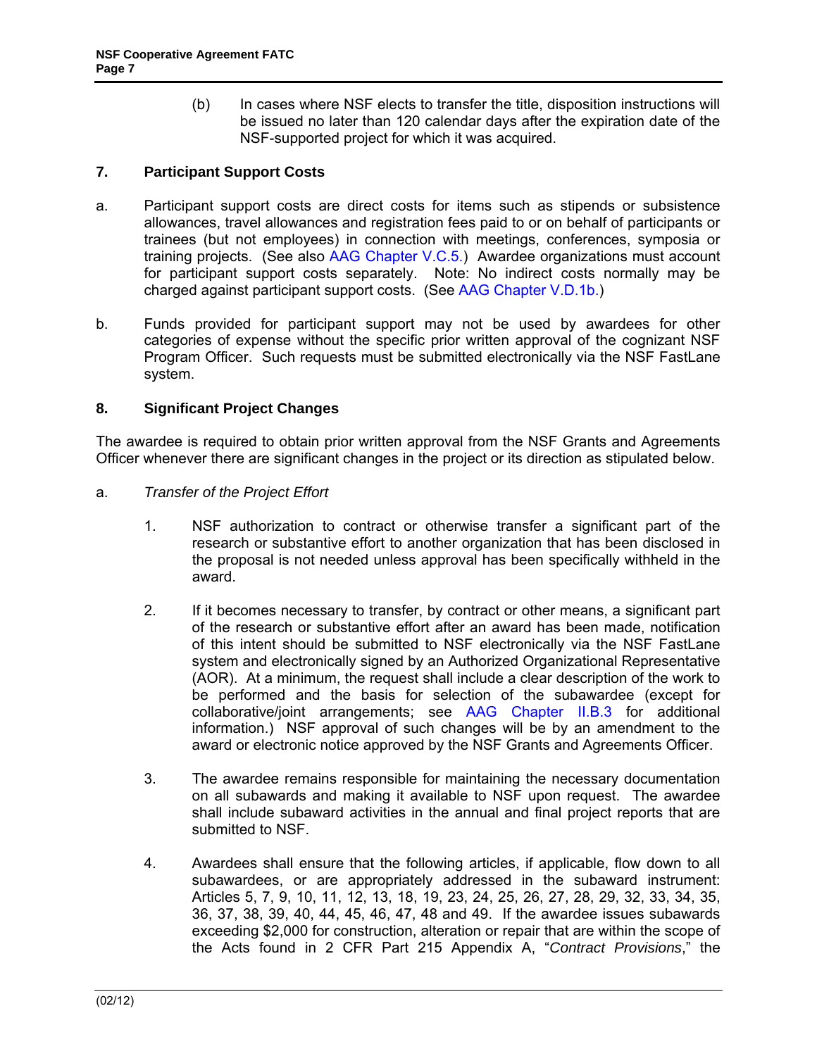(b) In cases where NSF elects to transfer the title, disposition instructions will be issued no later than 120 calendar days after the expiration date of the NSF-supported project for which it was acquired.

### 7. Participant Support Costs

a. Participant support costs are direct costs for items such as stipends or subsistence allowances, travel allowances and registration fees paid to or on behalf of participants or trainees (but not employees) in connection with meetings, conferences, symposia or training projects. (See also AAG Chapter V.C.5.) Awardee organizations must account for participant support costs separately. Note: No indirect costs normally may be charged against participant support costs. (See AAG Chapter V.D.1b.)

b. Funds provided for participant support may not be used by awardees for other categories of expense without the specific prior written approval of the cognizant NSF Program Officer. Such requests must be submitted electronically via the NSF FastLane system.

### 8. Significant Project Changes

The awardee is required to obtain prior written approval from the NSF Grants and Agreements Officer whenever there are significant changes in the project or its direction as stipulated below.

a. *Transfer of the Project Effort*

1. NSF authorization to contract or otherwise transfer a significant part of the research or substantive effort to another organization that has been disclosed in the proposal is not needed unless approval has been specifically withheld in the award.

2. If it becomes necessary to transfer, by contract or other means, a significant part of the research or substantive effort after an award has been made, notification of this intent should be submitted to NSF electronically via the NSF FastLane system and electronically signed by an Authorized Organizational Representative (AOR). At a minimum, the request shall include a clear description of the work to be performed and the basis for selection of the subawardee (except for collaborative/joint arrangements; see AAG Chapter II.B.3 for additional information.) NSF approval of such changes will be by an amendment to the award or electronic notice approved by the NSF Grants and Agreements Officer.

3. The awardee remains responsible for maintaining the necessary documentation on all subawards and making it available to NSF upon request. The awardee shall include subaward activities in the annual and final project reports that are submitted to NSF.

4. Awardees shall ensure that the following articles, if applicable, flow down to all subawardees, or are appropriately addressed in the subaward instrument: Articles 5, 7, 9, 10, 11, 12, 13, 18, 19, 23, 24, 25, 26, 27, 28, 29, 32, 33, 34, 35, 36, 37, 38, 39, 40, 44, 45, 46, 47, 48 and 49. If the awardee issues subawards exceeding $2,000 for construction, alteration or repair that are within the scope of the Acts found in 2 CFR Part 215 Appendix A, "*Contract Provisions*," the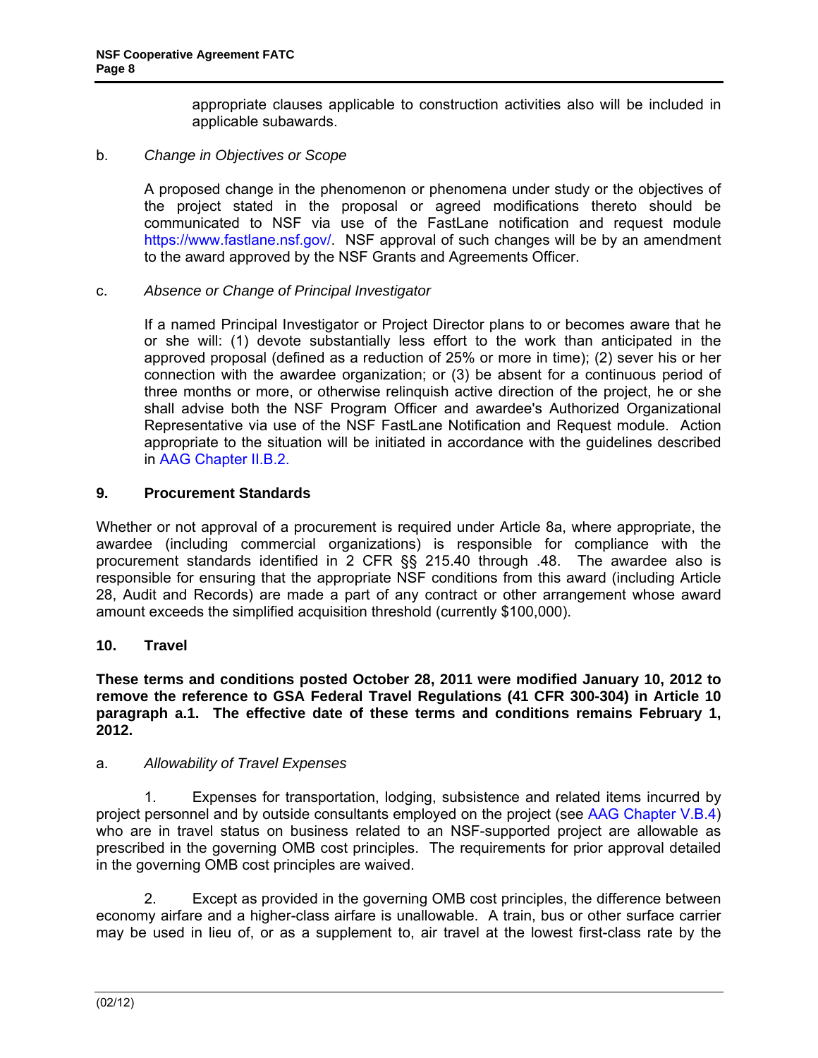appropriate clauses applicable to construction activities also will be included in applicable subawards.

b. *Change in Objectives or Scope*

A proposed change in the phenomenon or phenomena under study or the objectives of the project stated in the proposal or agreed modifications thereto should be communicated to NSF via use of the FastLane notification and request module https://www.fastlane.nsf.gov/. NSF approval of such changes will be by an amendment to the award approved by the NSF Grants and Agreements Officer.

c. *Absence or Change of Principal Investigator*

If a named Principal Investigator or Project Director plans to or becomes aware that he or she will: (1) devote substantially less effort to the work than anticipated in the approved proposal (defined as a reduction of 25% or more in time); (2) sever his or her connection with the awardee organization; or (3) be absent for a continuous period of three months or more, or otherwise relinquish active direction of the project, he or she shall advise both the NSF Program Officer and awardee's Authorized Organizational Representative via use of the NSF FastLane Notification and Request module. Action appropriate to the situation will be initiated in accordance with the guidelines described in AAG Chapter II.B.2.

## 9. Procurement Standards

Whether or not approval of a procurement is required under Article 8a, where appropriate, the awardee (including commercial organizations) is responsible for compliance with the procurement standards identified in 2 CFR §§ 215.40 through .48. The awardee also is responsible for ensuring that the appropriate NSF conditions from this award (including Article 28, Audit and Records) are made a part of any contract or other arrangement whose award amount exceeds the simplified acquisition threshold (currently $100,000).

## 10. Travel

**These terms and conditions posted October 28, 2011 were modified January 10, 2012 to remove the reference to GSA Federal Travel Regulations (41 CFR 300-304) in Article 10 paragraph a.1. The effective date of these terms and conditions remains February 1, 2012.**

a. *Allowability of Travel Expenses*

1. Expenses for transportation, lodging, subsistence and related items incurred by project personnel and by outside consultants employed on the project (see AAG Chapter V.B.4) who are in travel status on business related to an NSF-supported project are allowable as prescribed in the governing OMB cost principles. The requirements for prior approval detailed in the governing OMB cost principles are waived.

2. Except as provided in the governing OMB cost principles, the difference between economy airfare and a higher-class airfare is unallowable. A train, bus or other surface carrier may be used in lieu of, or as a supplement to, air travel at the lowest first-class rate by the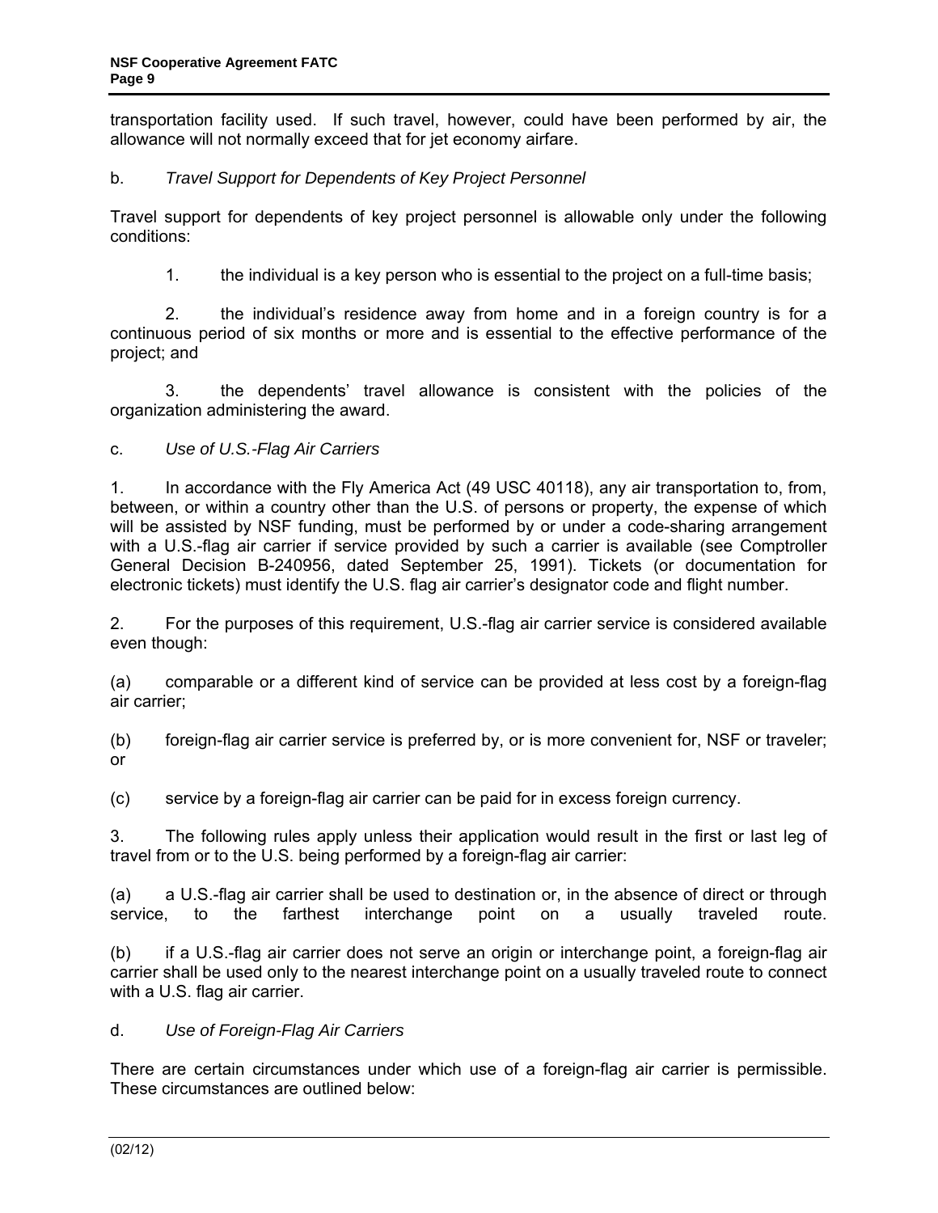transportation facility used. If such travel, however, could have been performed by air, the allowance will not normally exceed that for jet economy airfare.

b. *Travel Support for Dependents of Key Project Personnel*

Travel support for dependents of key project personnel is allowable only under the following conditions:

1. the individual is a key person who is essential to the project on a full-time basis;

2. the individual's residence away from home and in a foreign country is for a continuous period of six months or more and is essential to the effective performance of the project; and

3. the dependents' travel allowance is consistent with the policies of the organization administering the award.

c. *Use of U.S.-Flag Air Carriers*

1. In accordance with the Fly America Act (49 USC 40118), any air transportation to, from, between, or within a country other than the U.S. of persons or property, the expense of which will be assisted by NSF funding, must be performed by or under a code-sharing arrangement with a U.S.-flag air carrier if service provided by such a carrier is available (see Comptroller General Decision B-240956, dated September 25, 1991). Tickets (or documentation for electronic tickets) must identify the U.S. flag air carrier's designator code and flight number.

2. For the purposes of this requirement, U.S.-flag air carrier service is considered available even though:

(a) comparable or a different kind of service can be provided at less cost by a foreign-flag air carrier;

(b) foreign-flag air carrier service is preferred by, or is more convenient for, NSF or traveler; or

(c) service by a foreign-flag air carrier can be paid for in excess foreign currency.

3. The following rules apply unless their application would result in the first or last leg of travel from or to the U.S. being performed by a foreign-flag air carrier:

(a) a U.S.-flag air carrier shall be used to destination or, in the absence of direct or through service, to the farthest interchange point on a usually traveled route.

(b) if a U.S.-flag air carrier does not serve an origin or interchange point, a foreign-flag air carrier shall be used only to the nearest interchange point on a usually traveled route to connect with a U.S. flag air carrier.

d. *Use of Foreign-Flag Air Carriers*

There are certain circumstances under which use of a foreign-flag air carrier is permissible. These circumstances are outlined below: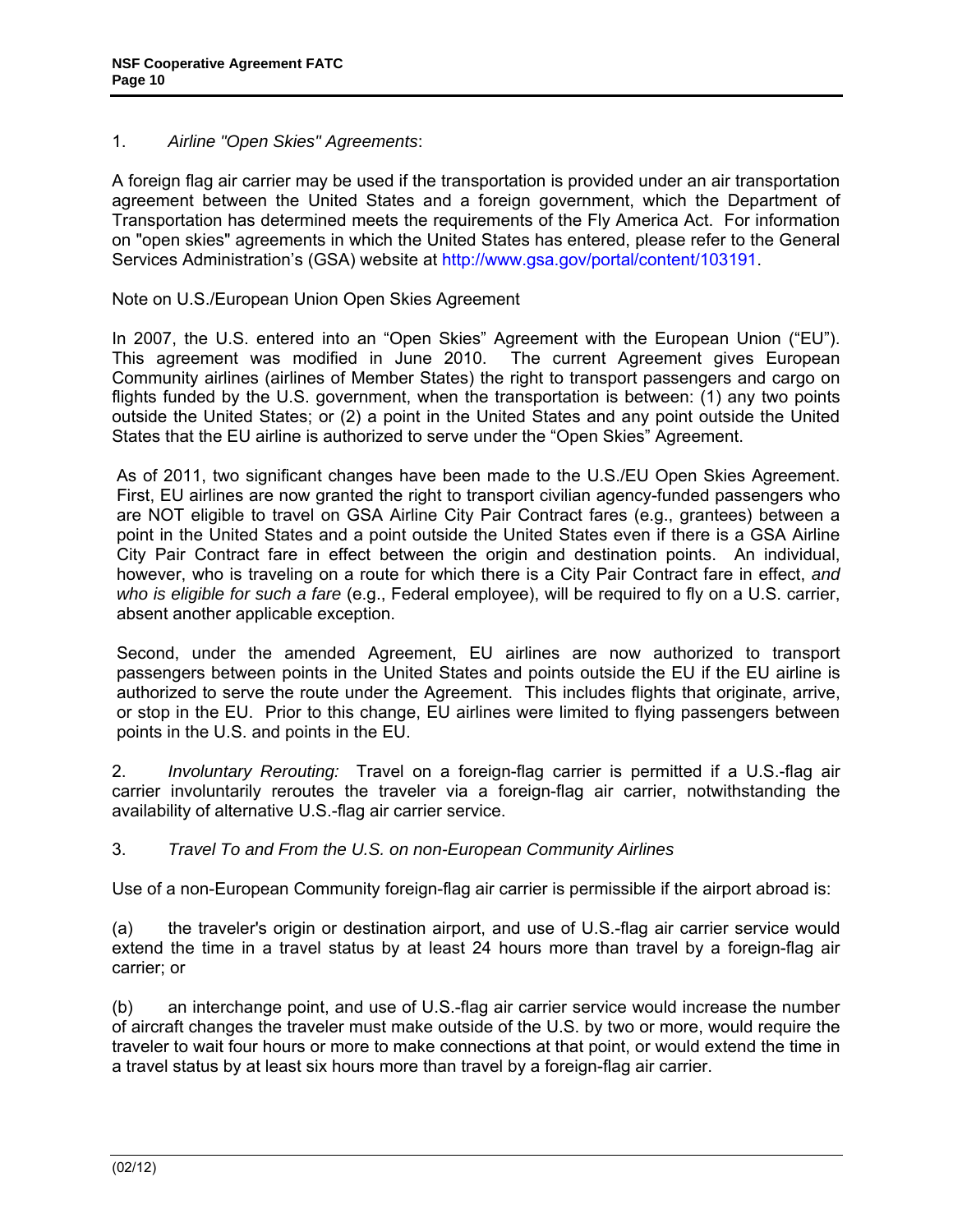1. *Airline "Open Skies" Agreements*:

A foreign flag air carrier may be used if the transportation is provided under an air transportation agreement between the United States and a foreign government, which the Department of Transportation has determined meets the requirements of the Fly America Act. For information on "open skies" agreements in which the United States has entered, please refer to the General Services Administration's (GSA) website at http://www.gsa.gov/portal/content/103191.

Note on U.S./European Union Open Skies Agreement

In 2007, the U.S. entered into an "Open Skies" Agreement with the European Union ("EU"). This agreement was modified in June 2010. The current Agreement gives European Community airlines (airlines of Member States) the right to transport passengers and cargo on flights funded by the U.S. government, when the transportation is between: (1) any two points outside the United States; or (2) a point in the United States and any point outside the United States that the EU airline is authorized to serve under the "Open Skies" Agreement.

As of 2011, two significant changes have been made to the U.S./EU Open Skies Agreement. First, EU airlines are now granted the right to transport civilian agency-funded passengers who are NOT eligible to travel on GSA Airline City Pair Contract fares (e.g., grantees) between a point in the United States and a point outside the United States even if there is a GSA Airline City Pair Contract fare in effect between the origin and destination points. An individual, however, who is traveling on a route for which there is a City Pair Contract fare in effect, *and who is eligible for such a fare* (e.g., Federal employee), will be required to fly on a U.S. carrier, absent another applicable exception.

Second, under the amended Agreement, EU airlines are now authorized to transport passengers between points in the United States and points outside the EU if the EU airline is authorized to serve the route under the Agreement. This includes flights that originate, arrive, or stop in the EU. Prior to this change, EU airlines were limited to flying passengers between points in the U.S. and points in the EU.

2. *Involuntary Rerouting:* Travel on a foreign-flag carrier is permitted if a U.S.-flag air carrier involuntarily reroutes the traveler via a foreign-flag air carrier, notwithstanding the availability of alternative U.S.-flag air carrier service.

3. *Travel To and From the U.S. on non-European Community Airlines*

Use of a non-European Community foreign-flag air carrier is permissible if the airport abroad is:

(a) the traveler's origin or destination airport, and use of U.S.-flag air carrier service would extend the time in a travel status by at least 24 hours more than travel by a foreign-flag air carrier; or

(b) an interchange point, and use of U.S.-flag air carrier service would increase the number of aircraft changes the traveler must make outside of the U.S. by two or more, would require the traveler to wait four hours or more to make connections at that point, or would extend the time in a travel status by at least six hours more than travel by a foreign-flag air carrier.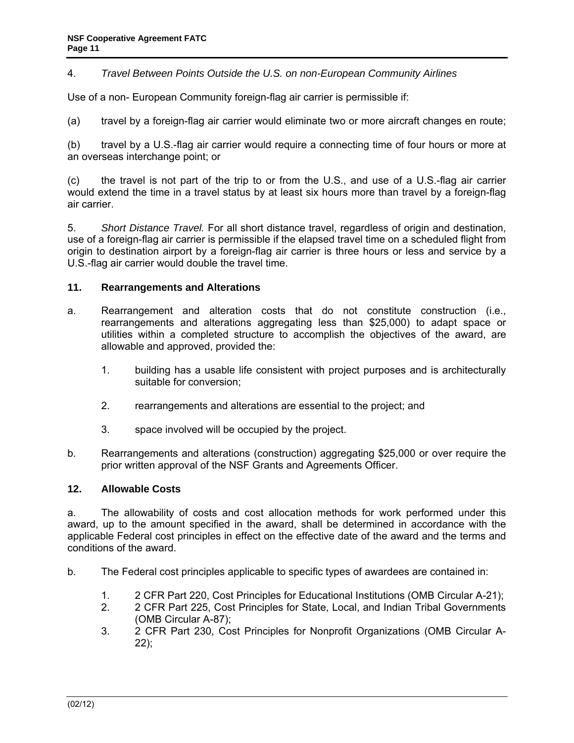4. *Travel Between Points Outside the U.S. on non-European Community Airlines*

Use of a non- European Community foreign-flag air carrier is permissible if:

(a) travel by a foreign-flag air carrier would eliminate two or more aircraft changes en route;

(b) travel by a U.S.-flag air carrier would require a connecting time of four hours or more at an overseas interchange point; or

(c) the travel is not part of the trip to or from the U.S., and use of a U.S.-flag air carrier would extend the time in a travel status by at least six hours more than travel by a foreign-flag air carrier.

5. *Short Distance Travel.* For all short distance travel, regardless of origin and destination, use of a foreign-flag air carrier is permissible if the elapsed travel time on a scheduled flight from origin to destination airport by a foreign-flag air carrier is three hours or less and service by a U.S.-flag air carrier would double the travel time.

**11. Rearrangements and Alterations**

a. Rearrangement and alteration costs that do not constitute construction (i.e., rearrangements and alterations aggregating less than $25,000) to adapt space or utilities within a completed structure to accomplish the objectives of the award, are allowable and approved, provided the:

1. building has a usable life consistent with project purposes and is architecturally suitable for conversion;

2. rearrangements and alterations are essential to the project; and

3. space involved will be occupied by the project.

b. Rearrangements and alterations (construction) aggregating $25,000 or over require the prior written approval of the NSF Grants and Agreements Officer.

**12. Allowable Costs**

a. The allowability of costs and cost allocation methods for work performed under this award, up to the amount specified in the award, shall be determined in accordance with the applicable Federal cost principles in effect on the effective date of the award and the terms and conditions of the award.

b. The Federal cost principles applicable to specific types of awardees are contained in:

1. 2 CFR Part 220, Cost Principles for Educational Institutions (OMB Circular A-21);
2. 2 CFR Part 225, Cost Principles for State, Local, and Indian Tribal Governments (OMB Circular A-87);
3. 2 CFR Part 230, Cost Principles for Nonprofit Organizations (OMB Circular A-22);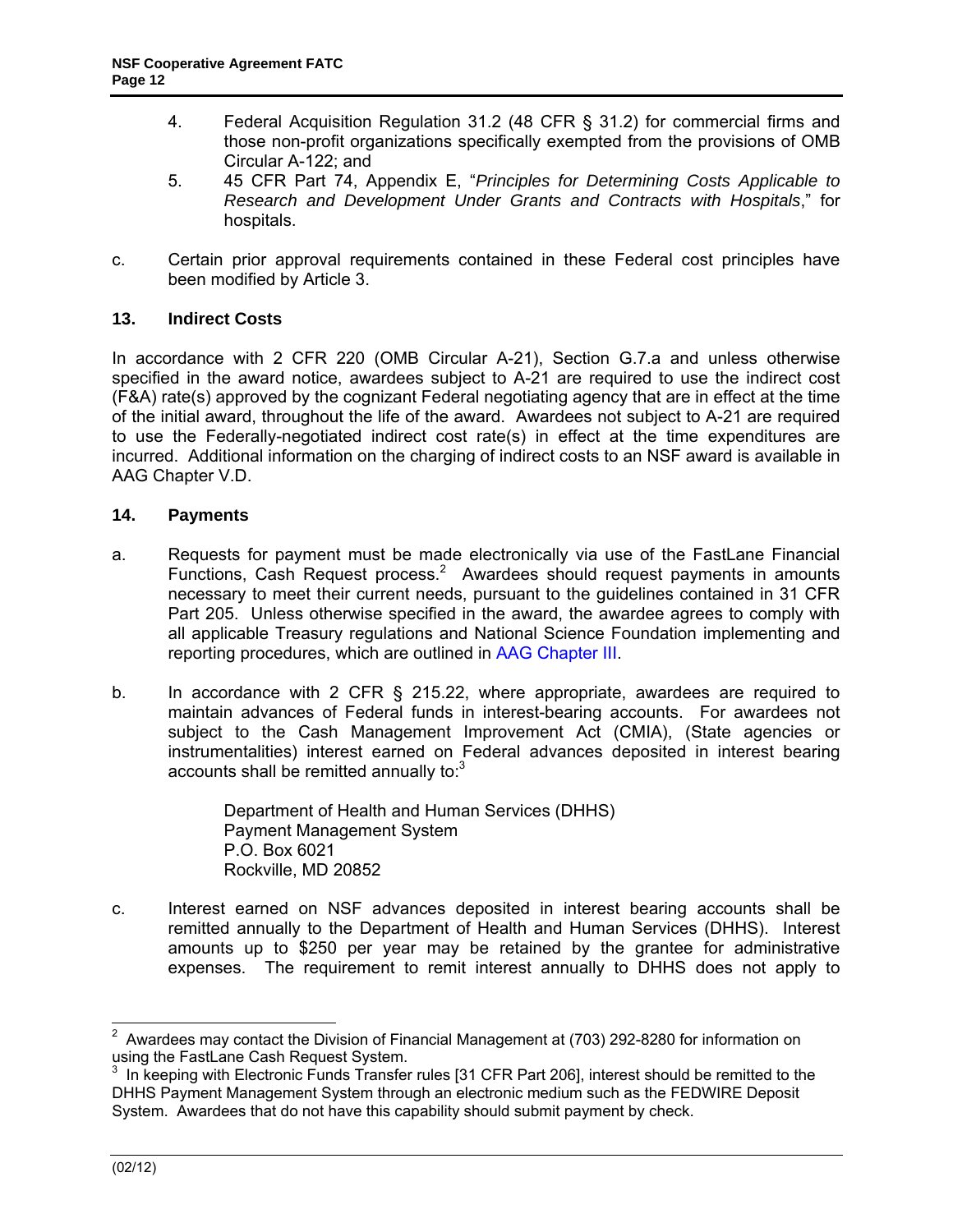4. Federal Acquisition Regulation 31.2 (48 CFR § 31.2) for commercial firms and those non-profit organizations specifically exempted from the provisions of OMB Circular A-122; and
5. 45 CFR Part 74, Appendix E, "*Principles for Determining Costs Applicable to Research and Development Under Grants and Contracts with Hospitals*," for hospitals.

c. Certain prior approval requirements contained in these Federal cost principles have been modified by Article 3.

## 13. Indirect Costs

In accordance with 2 CFR 220 (OMB Circular A-21), Section G.7.a and unless otherwise specified in the award notice, awardees subject to A-21 are required to use the indirect cost (F&A) rate(s) approved by the cognizant Federal negotiating agency that are in effect at the time of the initial award, throughout the life of the award. Awardees not subject to A-21 are required to use the Federally-negotiated indirect cost rate(s) in effect at the time expenditures are incurred. Additional information on the charging of indirect costs to an NSF award is available in AAG Chapter V.D.

## 14. Payments

a. Requests for payment must be made electronically via use of the FastLane Financial Functions, Cash Request process.[2] Awardees should request payments in amounts necessary to meet their current needs, pursuant to the guidelines contained in 31 CFR Part 205. Unless otherwise specified in the award, the awardee agrees to comply with all applicable Treasury regulations and National Science Foundation implementing and reporting procedures, which are outlined in AAG Chapter III.

b. In accordance with 2 CFR § 215.22, where appropriate, awardees are required to maintain advances of Federal funds in interest-bearing accounts. For awardees not subject to the Cash Management Improvement Act (CMIA), (State agencies or instrumentalities) interest earned on Federal advances deposited in interest bearing accounts shall be remitted annually to:[3]

   Department of Health and Human Services (DHHS)
   Payment Management System
   P.O. Box 6021
   Rockville, MD 20852

c. Interest earned on NSF advances deposited in interest bearing accounts shall be remitted annually to the Department of Health and Human Services (DHHS). Interest amounts up to $250 per year may be retained by the grantee for administrative expenses. The requirement to remit interest annually to DHHS does not apply to

---

[2] Awardees may contact the Division of Financial Management at (703) 292-8280 for information on using the FastLane Cash Request System.

[3] In keeping with Electronic Funds Transfer rules [31 CFR Part 206], interest should be remitted to the DHHS Payment Management System through an electronic medium such as the FEDWIRE Deposit System. Awardees that do not have this capability should submit payment by check.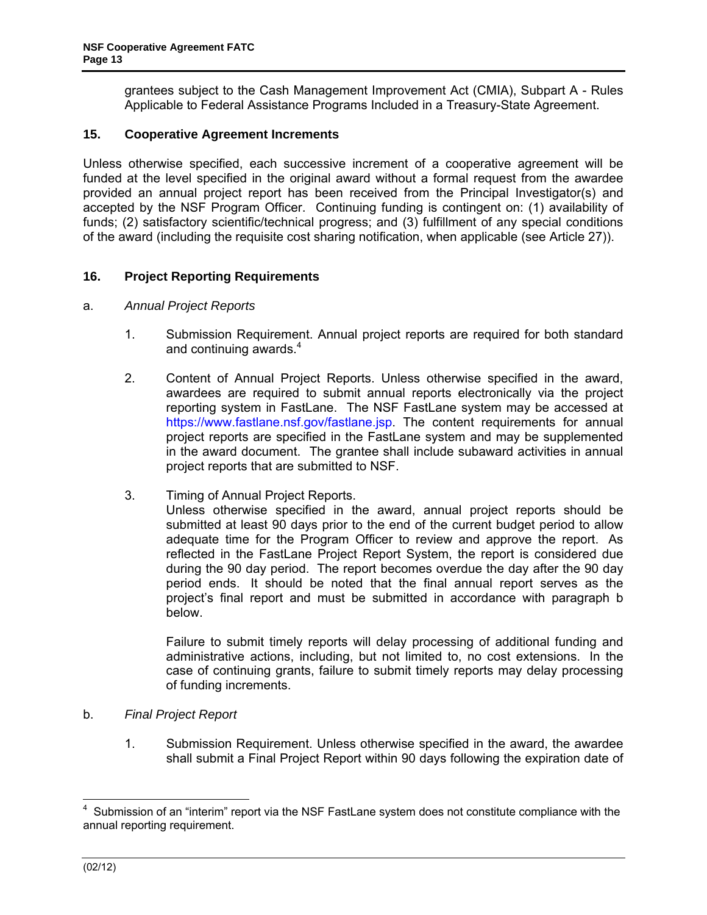grantees subject to the Cash Management Improvement Act (CMIA), Subpart A - Rules Applicable to Federal Assistance Programs Included in a Treasury-State Agreement.

### 15. Cooperative Agreement Increments

Unless otherwise specified, each successive increment of a cooperative agreement will be funded at the level specified in the original award without a formal request from the awardee provided an annual project report has been received from the Principal Investigator(s) and accepted by the NSF Program Officer. Continuing funding is contingent on: (1) availability of funds; (2) satisfactory scientific/technical progress; and (3) fulfillment of any special conditions of the award (including the requisite cost sharing notification, when applicable (see Article 27)).

### 16. Project Reporting Requirements

a. *Annual Project Reports*

1. Submission Requirement. Annual project reports are required for both standard and continuing awards.[4]

2. Content of Annual Project Reports. Unless otherwise specified in the award, awardees are required to submit annual reports electronically via the project reporting system in FastLane. The NSF FastLane system may be accessed at https://www.fastlane.nsf.gov/fastlane.jsp. The content requirements for annual project reports are specified in the FastLane system and may be supplemented in the award document. The grantee shall include subaward activities in annual project reports that are submitted to NSF.

3. Timing of Annual Project Reports.
   Unless otherwise specified in the award, annual project reports should be submitted at least 90 days prior to the end of the current budget period to allow adequate time for the Program Officer to review and approve the report. As reflected in the FastLane Project Report System, the report is considered due during the 90 day period. The report becomes overdue the day after the 90 day period ends. It should be noted that the final annual report serves as the project's final report and must be submitted in accordance with paragraph b below.

   Failure to submit timely reports will delay processing of additional funding and administrative actions, including, but not limited to, no cost extensions. In the case of continuing grants, failure to submit timely reports may delay processing of funding increments.

b. *Final Project Report*

1. Submission Requirement. Unless otherwise specified in the award, the awardee shall submit a Final Project Report within 90 days following the expiration date of

---

[4] Submission of an "interim" report via the NSF FastLane system does not constitute compliance with the annual reporting requirement.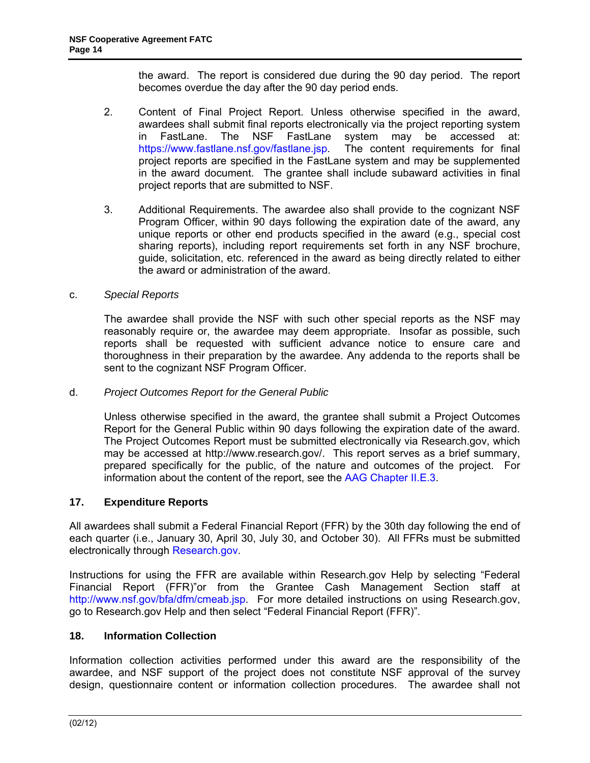the award. The report is considered due during the 90 day period. The report becomes overdue the day after the 90 day period ends.

2. Content of Final Project Report. Unless otherwise specified in the award, awardees shall submit final reports electronically via the project reporting system in FastLane. The NSF FastLane system may be accessed at: https://www.fastlane.nsf.gov/fastlane.jsp. The content requirements for final project reports are specified in the FastLane system and may be supplemented in the award document. The grantee shall include subaward activities in final project reports that are submitted to NSF.

3. Additional Requirements. The awardee also shall provide to the cognizant NSF Program Officer, within 90 days following the expiration date of the award, any unique reports or other end products specified in the award (e.g., special cost sharing reports), including report requirements set forth in any NSF brochure, guide, solicitation, etc. referenced in the award as being directly related to either the award or administration of the award.

c. *Special Reports*

The awardee shall provide the NSF with such other special reports as the NSF may reasonably require or, the awardee may deem appropriate. Insofar as possible, such reports shall be requested with sufficient advance notice to ensure care and thoroughness in their preparation by the awardee. Any addenda to the reports shall be sent to the cognizant NSF Program Officer.

d. *Project Outcomes Report for the General Public*

Unless otherwise specified in the award, the grantee shall submit a Project Outcomes Report for the General Public within 90 days following the expiration date of the award. The Project Outcomes Report must be submitted electronically via Research.gov, which may be accessed at http://www.research.gov/. This report serves as a brief summary, prepared specifically for the public, of the nature and outcomes of the project. For information about the content of the report, see the AAG Chapter II.E.3.

## 17. Expenditure Reports

All awardees shall submit a Federal Financial Report (FFR) by the 30th day following the end of each quarter (i.e., January 30, April 30, July 30, and October 30). All FFRs must be submitted electronically through Research.gov.

Instructions for using the FFR are available within Research.gov Help by selecting "Federal Financial Report (FFR)"or from the Grantee Cash Management Section staff at http://www.nsf.gov/bfa/dfm/cmeab.jsp. For more detailed instructions on using Research.gov, go to Research.gov Help and then select "Federal Financial Report (FFR)".

## 18. Information Collection

Information collection activities performed under this award are the responsibility of the awardee, and NSF support of the project does not constitute NSF approval of the survey design, questionnaire content or information collection procedures. The awardee shall not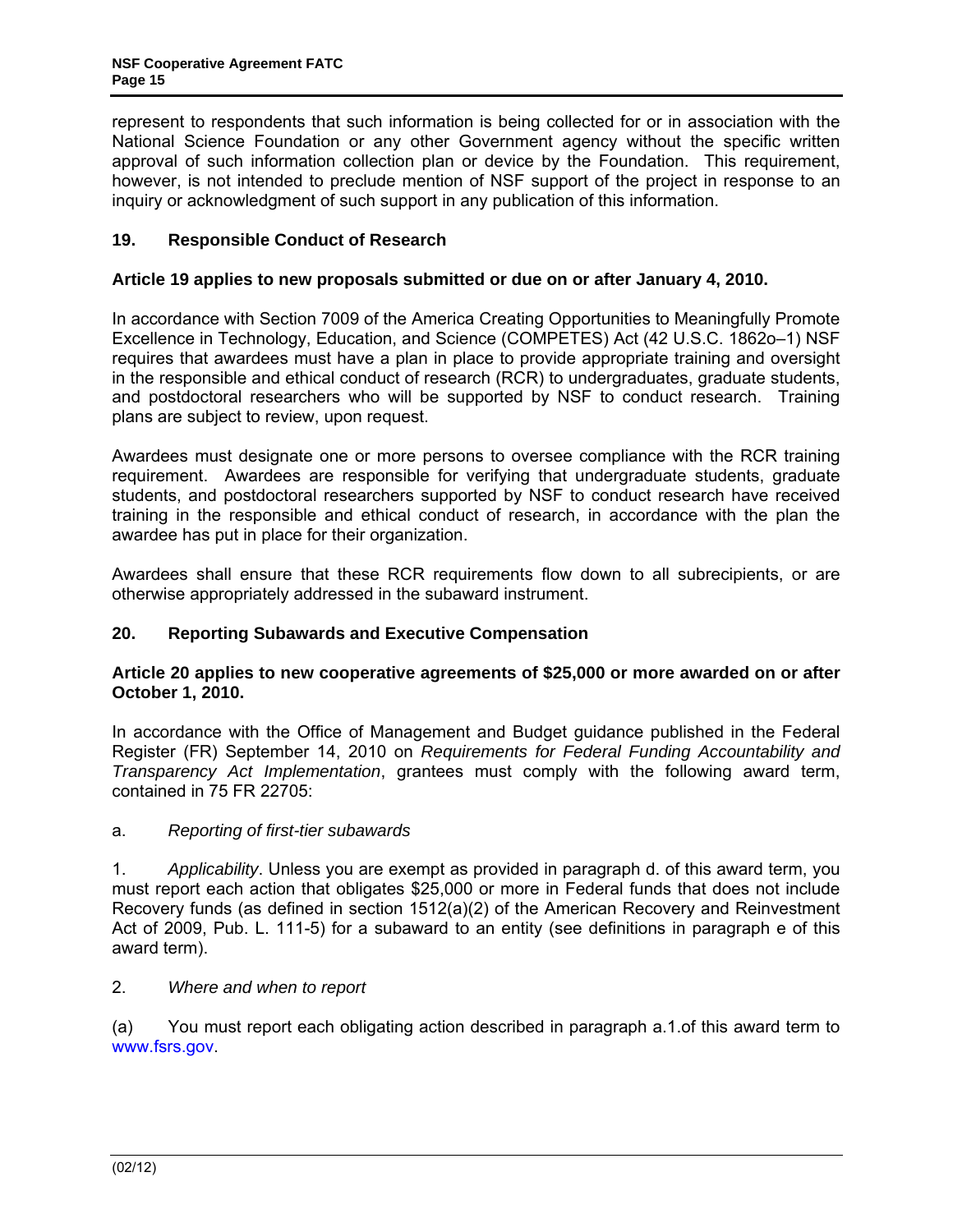represent to respondents that such information is being collected for or in association with the National Science Foundation or any other Government agency without the specific written approval of such information collection plan or device by the Foundation. This requirement, however, is not intended to preclude mention of NSF support of the project in response to an inquiry or acknowledgment of such support in any publication of this information.

## 19. Responsible Conduct of Research

**Article 19 applies to new proposals submitted or due on or after January 4, 2010.**

In accordance with Section 7009 of the America Creating Opportunities to Meaningfully Promote Excellence in Technology, Education, and Science (COMPETES) Act (42 U.S.C. 1862o–1) NSF requires that awardees must have a plan in place to provide appropriate training and oversight in the responsible and ethical conduct of research (RCR) to undergraduates, graduate students, and postdoctoral researchers who will be supported by NSF to conduct research. Training plans are subject to review, upon request.

Awardees must designate one or more persons to oversee compliance with the RCR training requirement. Awardees are responsible for verifying that undergraduate students, graduate students, and postdoctoral researchers supported by NSF to conduct research have received training in the responsible and ethical conduct of research, in accordance with the plan the awardee has put in place for their organization.

Awardees shall ensure that these RCR requirements flow down to all subrecipients, or are otherwise appropriately addressed in the subaward instrument.

## 20. Reporting Subawards and Executive Compensation

**Article 20 applies to new cooperative agreements of $25,000 or more awarded on or after October 1, 2010.**

In accordance with the Office of Management and Budget guidance published in the Federal Register (FR) September 14, 2010 on *Requirements for Federal Funding Accountability and Transparency Act Implementation*, grantees must comply with the following award term, contained in 75 FR 22705:

a. *Reporting of first-tier subawards*

1. *Applicability*. Unless you are exempt as provided in paragraph d. of this award term, you must report each action that obligates $25,000 or more in Federal funds that does not include Recovery funds (as defined in section 1512(a)(2) of the American Recovery and Reinvestment Act of 2009, Pub. L. 111-5) for a subaward to an entity (see definitions in paragraph e of this award term).

2. *Where and when to report*

(a) You must report each obligating action described in paragraph a.1.of this award term to www.fsrs.gov.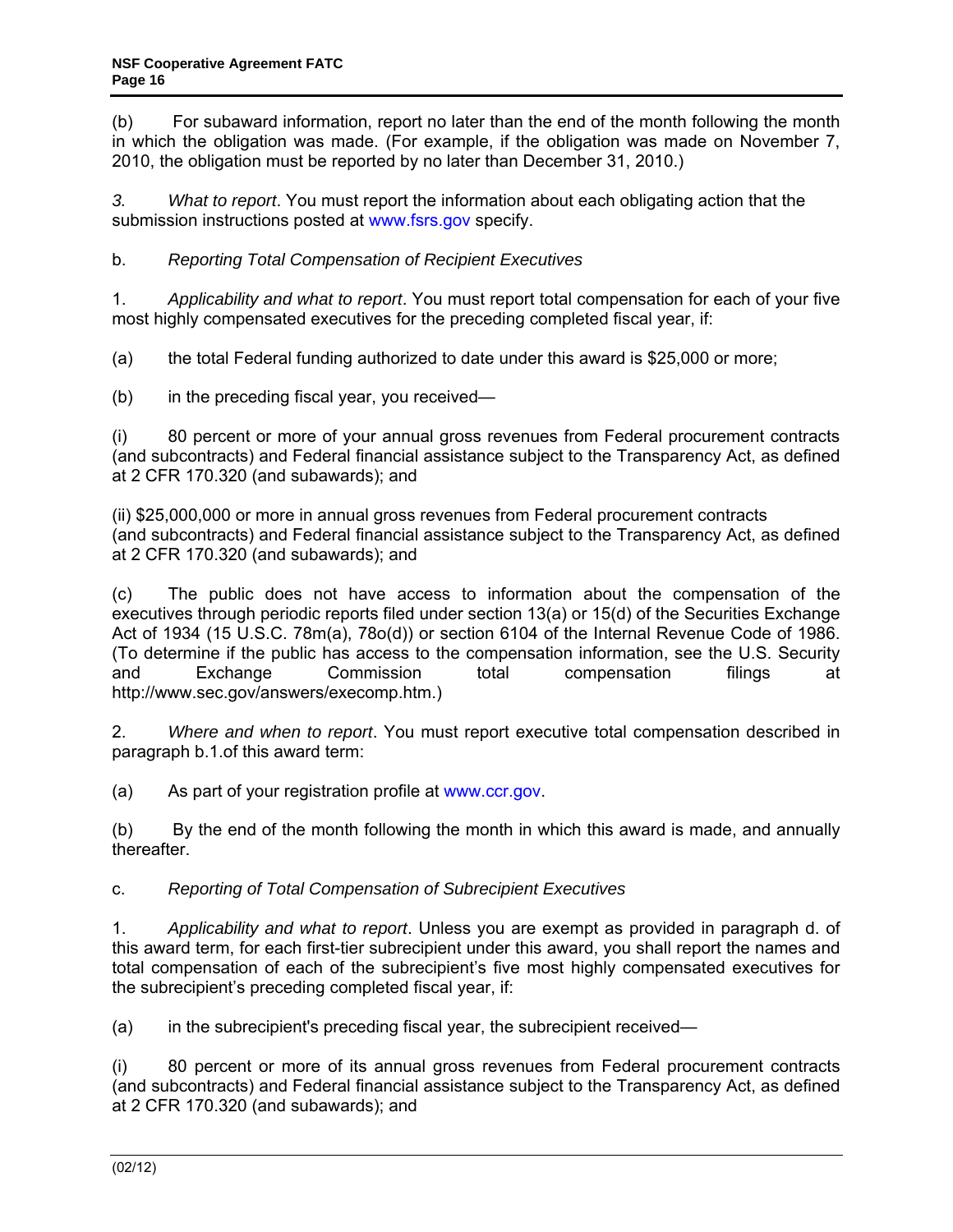(b) For subaward information, report no later than the end of the month following the month in which the obligation was made. (For example, if the obligation was made on November 7, 2010, the obligation must be reported by no later than December 31, 2010.)

*3.* *What to report*. You must report the information about each obligating action that the submission instructions posted at www.fsrs.gov specify.

b. *Reporting Total Compensation of Recipient Executives*

1. *Applicability and what to report*. You must report total compensation for each of your five most highly compensated executives for the preceding completed fiscal year, if:

(a) the total Federal funding authorized to date under this award is $25,000 or more;

(b) in the preceding fiscal year, you received—

(i) 80 percent or more of your annual gross revenues from Federal procurement contracts (and subcontracts) and Federal financial assistance subject to the Transparency Act, as defined at 2 CFR 170.320 (and subawards); and

(ii) $25,000,000 or more in annual gross revenues from Federal procurement contracts (and subcontracts) and Federal financial assistance subject to the Transparency Act, as defined at 2 CFR 170.320 (and subawards); and

(c) The public does not have access to information about the compensation of the executives through periodic reports filed under section 13(a) or 15(d) of the Securities Exchange Act of 1934 (15 U.S.C. 78m(a), 78o(d)) or section 6104 of the Internal Revenue Code of 1986. (To determine if the public has access to the compensation information, see the U.S. Security and Exchange Commission total compensation filings at http://www.sec.gov/answers/execomp.htm.)

2. *Where and when to report*. You must report executive total compensation described in paragraph b.1.of this award term:

(a) As part of your registration profile at www.ccr.gov.

(b) By the end of the month following the month in which this award is made, and annually thereafter.

c. *Reporting of Total Compensation of Subrecipient Executives*

1. *Applicability and what to report*. Unless you are exempt as provided in paragraph d. of this award term, for each first-tier subrecipient under this award, you shall report the names and total compensation of each of the subrecipient's five most highly compensated executives for the subrecipient's preceding completed fiscal year, if:

(a) in the subrecipient's preceding fiscal year, the subrecipient received—

(i) 80 percent or more of its annual gross revenues from Federal procurement contracts (and subcontracts) and Federal financial assistance subject to the Transparency Act, as defined at 2 CFR 170.320 (and subawards); and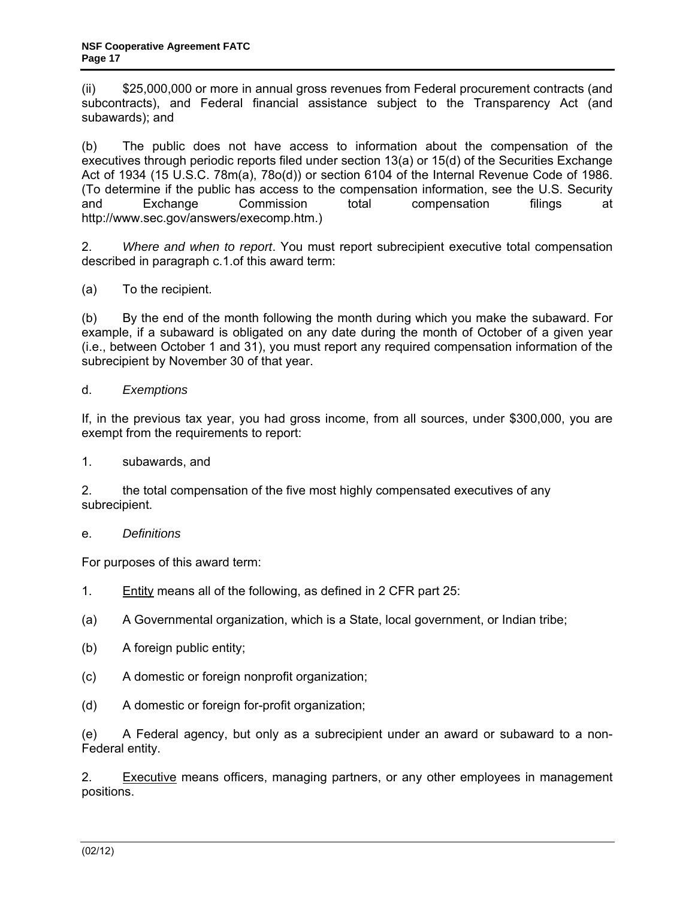(ii) $25,000,000 or more in annual gross revenues from Federal procurement contracts (and subcontracts), and Federal financial assistance subject to the Transparency Act (and subawards); and

(b) The public does not have access to information about the compensation of the executives through periodic reports filed under section 13(a) or 15(d) of the Securities Exchange Act of 1934 (15 U.S.C. 78m(a), 78o(d)) or section 6104 of the Internal Revenue Code of 1986. (To determine if the public has access to the compensation information, see the U.S. Security and Exchange Commission total compensation filings at http://www.sec.gov/answers/execomp.htm.)

2. *Where and when to report*. You must report subrecipient executive total compensation described in paragraph c.1.of this award term:

(a) To the recipient.

(b) By the end of the month following the month during which you make the subaward. For example, if a subaward is obligated on any date during the month of October of a given year (i.e., between October 1 and 31), you must report any required compensation information of the subrecipient by November 30 of that year.

d. *Exemptions*

If, in the previous tax year, you had gross income, from all sources, under $300,000, you are exempt from the requirements to report:

1. subawards, and

2. the total compensation of the five most highly compensated executives of any subrecipient.

e. *Definitions*

For purposes of this award term:

1. Entity means all of the following, as defined in 2 CFR part 25:

(a) A Governmental organization, which is a State, local government, or Indian tribe;

(b) A foreign public entity;

(c) A domestic or foreign nonprofit organization;

(d) A domestic or foreign for-profit organization;

(e) A Federal agency, but only as a subrecipient under an award or subaward to a non-Federal entity.

2. Executive means officers, managing partners, or any other employees in management positions.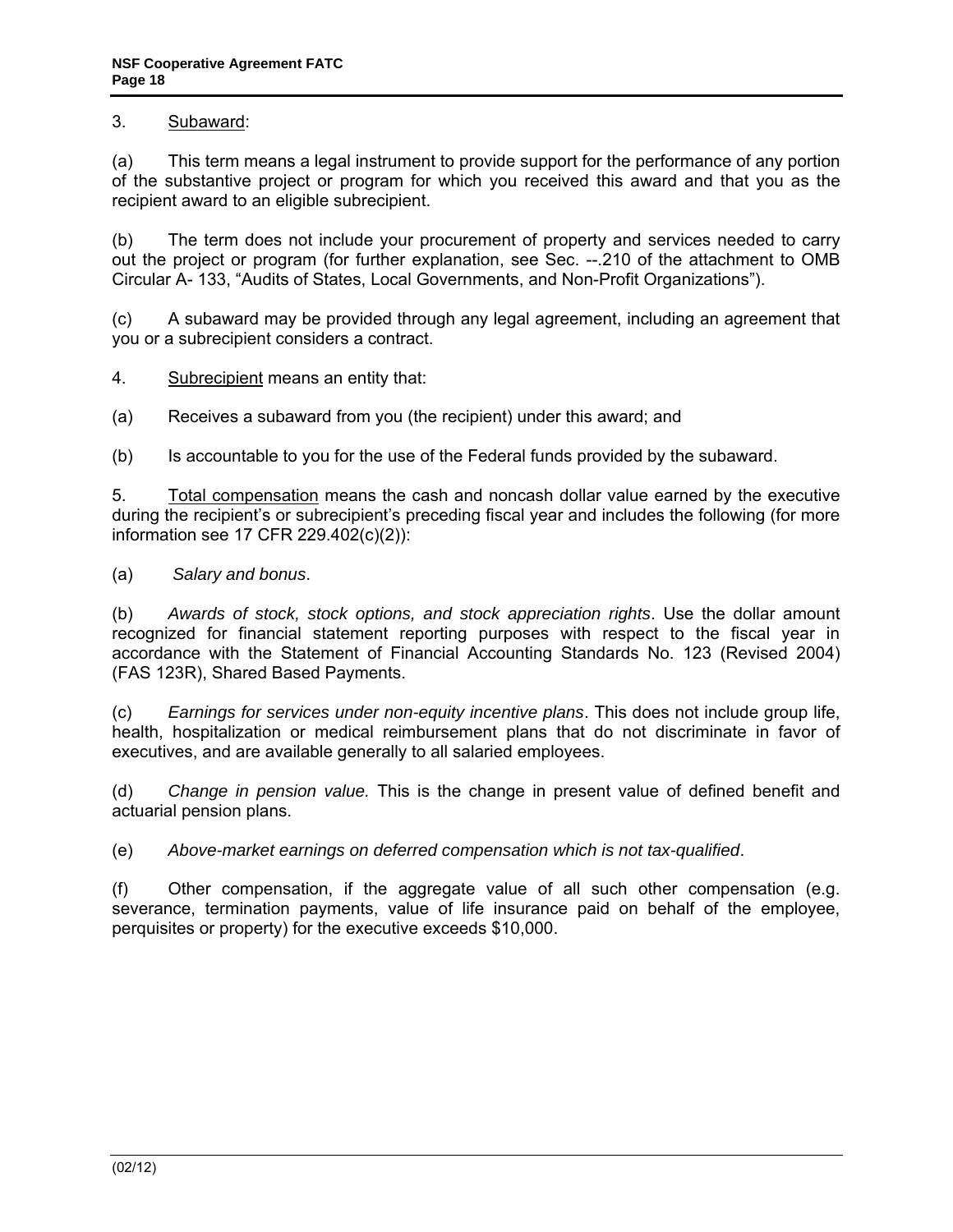3. Subaward:

(a) This term means a legal instrument to provide support for the performance of any portion of the substantive project or program for which you received this award and that you as the recipient award to an eligible subrecipient.

(b) The term does not include your procurement of property and services needed to carry out the project or program (for further explanation, see Sec. --.210 of the attachment to OMB Circular A- 133, "Audits of States, Local Governments, and Non-Profit Organizations").

(c) A subaward may be provided through any legal agreement, including an agreement that you or a subrecipient considers a contract.

4. Subrecipient means an entity that:

(a) Receives a subaward from you (the recipient) under this award; and

(b) Is accountable to you for the use of the Federal funds provided by the subaward.

5. Total compensation means the cash and noncash dollar value earned by the executive during the recipient's or subrecipient's preceding fiscal year and includes the following (for more information see 17 CFR 229.402(c)(2)):

(a) *Salary and bonus*.

(b) *Awards of stock, stock options, and stock appreciation rights*. Use the dollar amount recognized for financial statement reporting purposes with respect to the fiscal year in accordance with the Statement of Financial Accounting Standards No. 123 (Revised 2004) (FAS 123R), Shared Based Payments.

(c) *Earnings for services under non-equity incentive plans*. This does not include group life, health, hospitalization or medical reimbursement plans that do not discriminate in favor of executives, and are available generally to all salaried employees.

(d) *Change in pension value.* This is the change in present value of defined benefit and actuarial pension plans.

(e) *Above-market earnings on deferred compensation which is not tax-qualified*.

(f) Other compensation, if the aggregate value of all such other compensation (e.g. severance, termination payments, value of life insurance paid on behalf of the employee, perquisites or property) for the executive exceeds $10,000.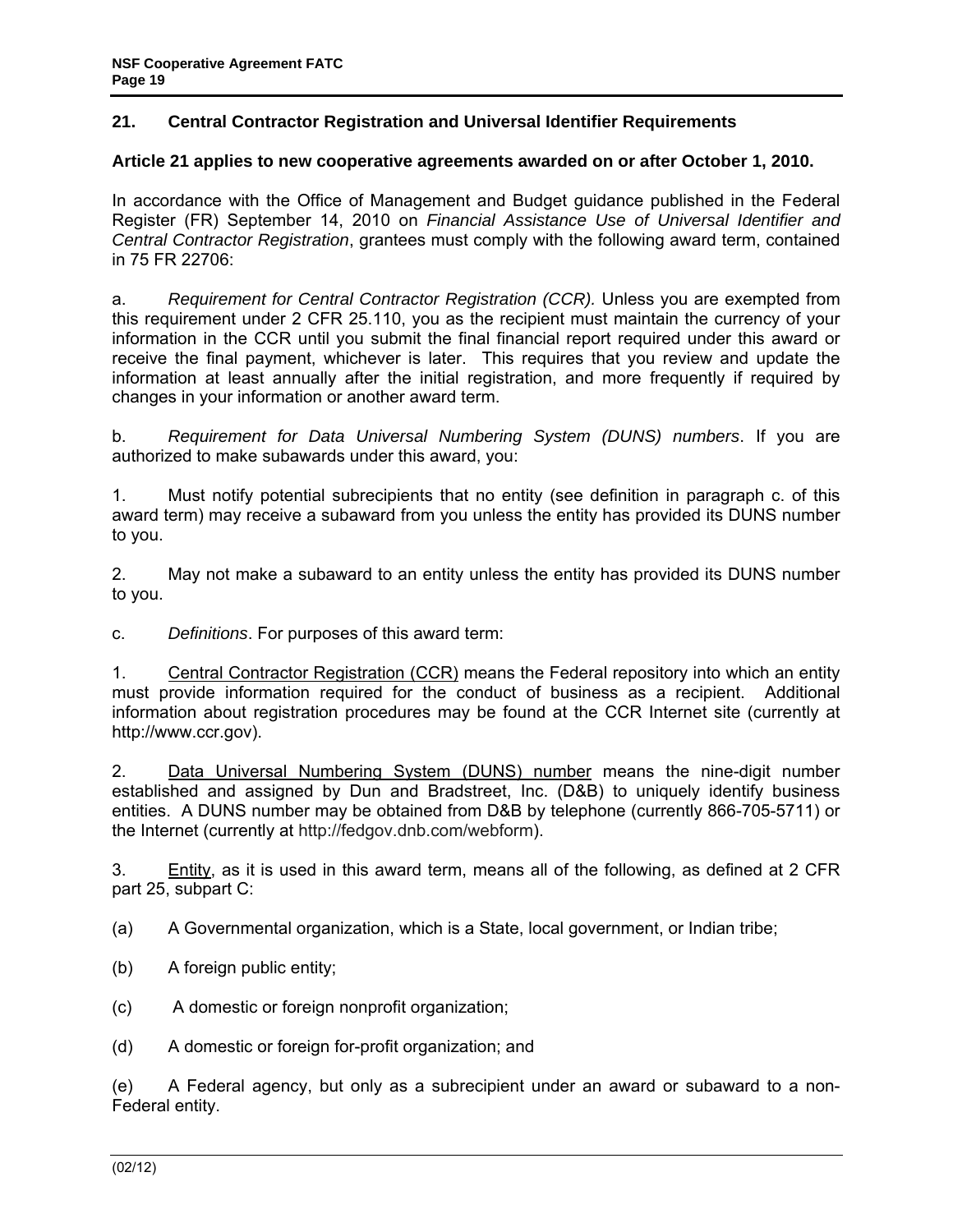## 21. Central Contractor Registration and Universal Identifier Requirements

**Article 21 applies to new cooperative agreements awarded on or after October 1, 2010.**

In accordance with the Office of Management and Budget guidance published in the Federal Register (FR) September 14, 2010 on *Financial Assistance Use of Universal Identifier and Central Contractor Registration*, grantees must comply with the following award term, contained in 75 FR 22706:

a. *Requirement for Central Contractor Registration (CCR).* Unless you are exempted from this requirement under 2 CFR 25.110, you as the recipient must maintain the currency of your information in the CCR until you submit the final financial report required under this award or receive the final payment, whichever is later. This requires that you review and update the information at least annually after the initial registration, and more frequently if required by changes in your information or another award term.

b. *Requirement for Data Universal Numbering System (DUNS) numbers*. If you are authorized to make subawards under this award, you:

1. Must notify potential subrecipients that no entity (see definition in paragraph c. of this award term) may receive a subaward from you unless the entity has provided its DUNS number to you.

2. May not make a subaward to an entity unless the entity has provided its DUNS number to you.

c. *Definitions*. For purposes of this award term:

1. Central Contractor Registration (CCR) means the Federal repository into which an entity must provide information required for the conduct of business as a recipient. Additional information about registration procedures may be found at the CCR Internet site (currently at http://www.ccr.gov).

2. Data Universal Numbering System (DUNS) number means the nine-digit number established and assigned by Dun and Bradstreet, Inc. (D&B) to uniquely identify business entities. A DUNS number may be obtained from D&B by telephone (currently 866-705-5711) or the Internet (currently at http://fedgov.dnb.com/webform).

3. Entity, as it is used in this award term, means all of the following, as defined at 2 CFR part 25, subpart C:

(a) A Governmental organization, which is a State, local government, or Indian tribe;

(b) A foreign public entity;

(c) A domestic or foreign nonprofit organization;

(d) A domestic or foreign for-profit organization; and

(e) A Federal agency, but only as a subrecipient under an award or subaward to a non-Federal entity.

(02/12)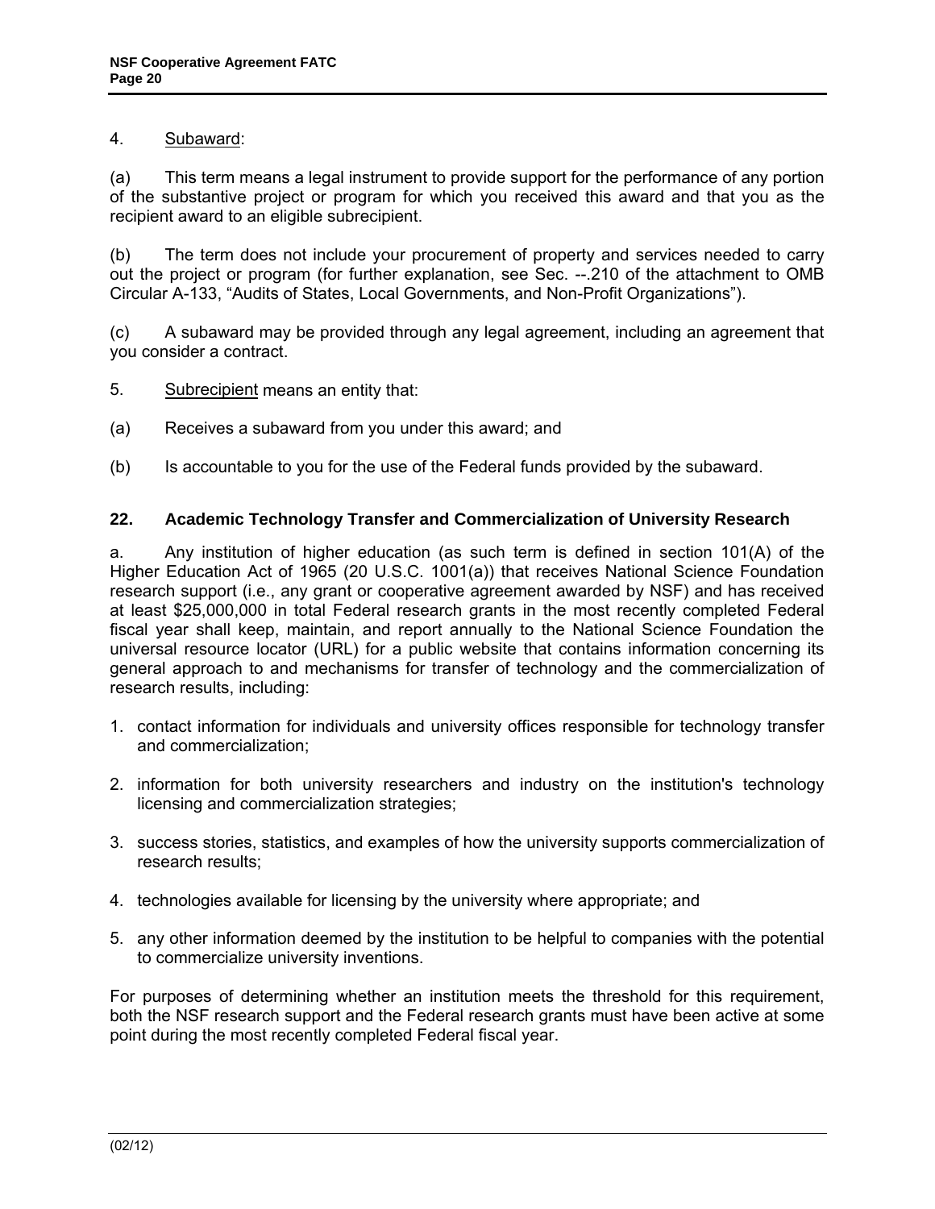4. Subaward:

(a) This term means a legal instrument to provide support for the performance of any portion of the substantive project or program for which you received this award and that you as the recipient award to an eligible subrecipient.

(b) The term does not include your procurement of property and services needed to carry out the project or program (for further explanation, see Sec. --.210 of the attachment to OMB Circular A-133, "Audits of States, Local Governments, and Non-Profit Organizations").

(c) A subaward may be provided through any legal agreement, including an agreement that you consider a contract.

5. Subrecipient means an entity that:

(a) Receives a subaward from you under this award; and

(b) Is accountable to you for the use of the Federal funds provided by the subaward.

**22. Academic Technology Transfer and Commercialization of University Research**

a. Any institution of higher education (as such term is defined in section 101(A) of the Higher Education Act of 1965 (20 U.S.C. 1001(a)) that receives National Science Foundation research support (i.e., any grant or cooperative agreement awarded by NSF) and has received at least $25,000,000 in total Federal research grants in the most recently completed Federal fiscal year shall keep, maintain, and report annually to the National Science Foundation the universal resource locator (URL) for a public website that contains information concerning its general approach to and mechanisms for transfer of technology and the commercialization of research results, including:

1. contact information for individuals and university offices responsible for technology transfer and commercialization;
2. information for both university researchers and industry on the institution's technology licensing and commercialization strategies;
3. success stories, statistics, and examples of how the university supports commercialization of research results;
4. technologies available for licensing by the university where appropriate; and
5. any other information deemed by the institution to be helpful to companies with the potential to commercialize university inventions.

For purposes of determining whether an institution meets the threshold for this requirement, both the NSF research support and the Federal research grants must have been active at some point during the most recently completed Federal fiscal year.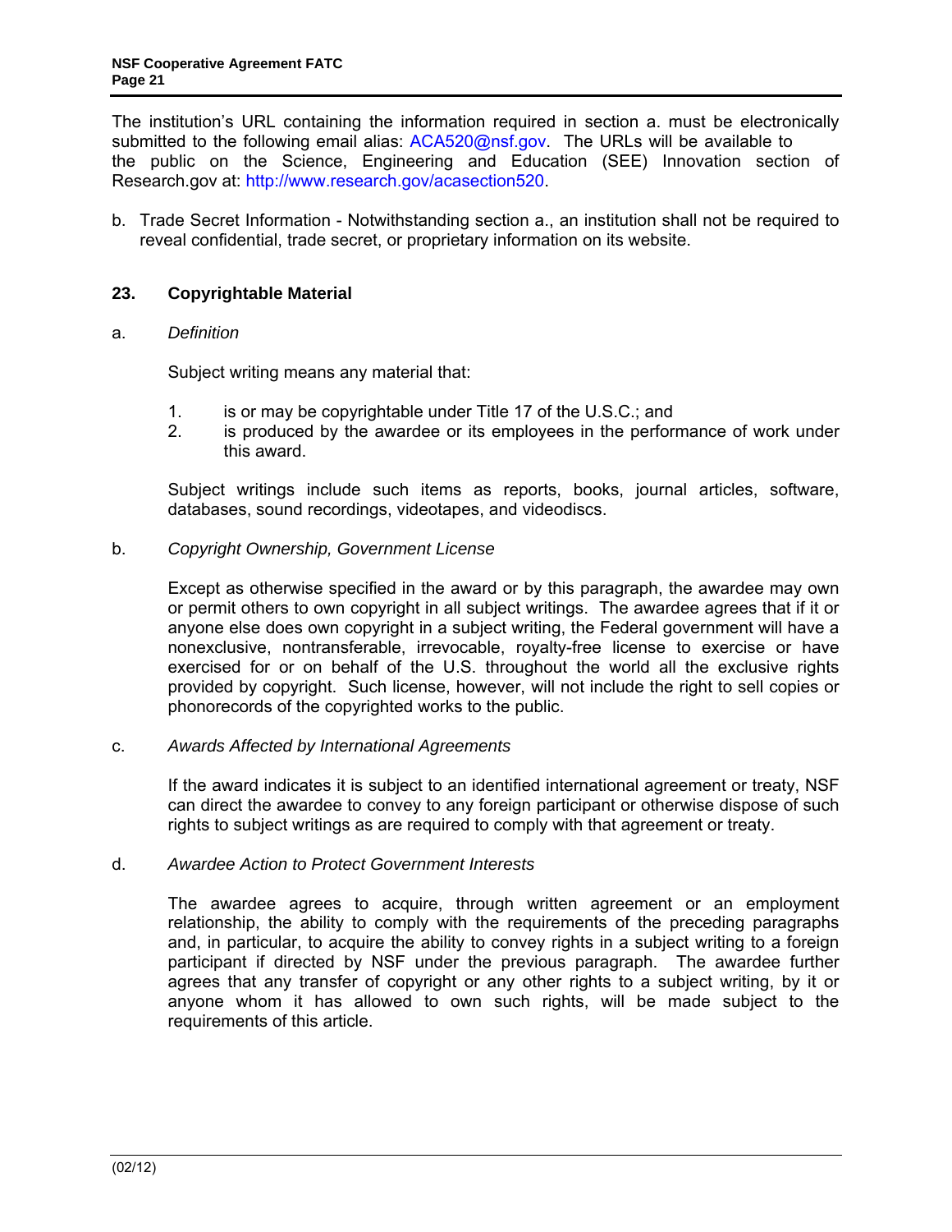The institution's URL containing the information required in section a. must be electronically submitted to the following email alias: ACA520@nsf.gov. The URLs will be available to the public on the Science, Engineering and Education (SEE) Innovation section of Research.gov at: http://www.research.gov/acasection520.

b. Trade Secret Information - Notwithstanding section a., an institution shall not be required to reveal confidential, trade secret, or proprietary information on its website.

## 23. Copyrightable Material

a. *Definition*

Subject writing means any material that:

1. is or may be copyrightable under Title 17 of the U.S.C.; and
2. is produced by the awardee or its employees in the performance of work under this award.

Subject writings include such items as reports, books, journal articles, software, databases, sound recordings, videotapes, and videodiscs.

b. *Copyright Ownership, Government License*

Except as otherwise specified in the award or by this paragraph, the awardee may own or permit others to own copyright in all subject writings. The awardee agrees that if it or anyone else does own copyright in a subject writing, the Federal government will have a nonexclusive, nontransferable, irrevocable, royalty-free license to exercise or have exercised for or on behalf of the U.S. throughout the world all the exclusive rights provided by copyright. Such license, however, will not include the right to sell copies or phonorecords of the copyrighted works to the public.

c. *Awards Affected by International Agreements*

If the award indicates it is subject to an identified international agreement or treaty, NSF can direct the awardee to convey to any foreign participant or otherwise dispose of such rights to subject writings as are required to comply with that agreement or treaty.

d. *Awardee Action to Protect Government Interests*

The awardee agrees to acquire, through written agreement or an employment relationship, the ability to comply with the requirements of the preceding paragraphs and, in particular, to acquire the ability to convey rights in a subject writing to a foreign participant if directed by NSF under the previous paragraph. The awardee further agrees that any transfer of copyright or any other rights to a subject writing, by it or anyone whom it has allowed to own such rights, will be made subject to the requirements of this article.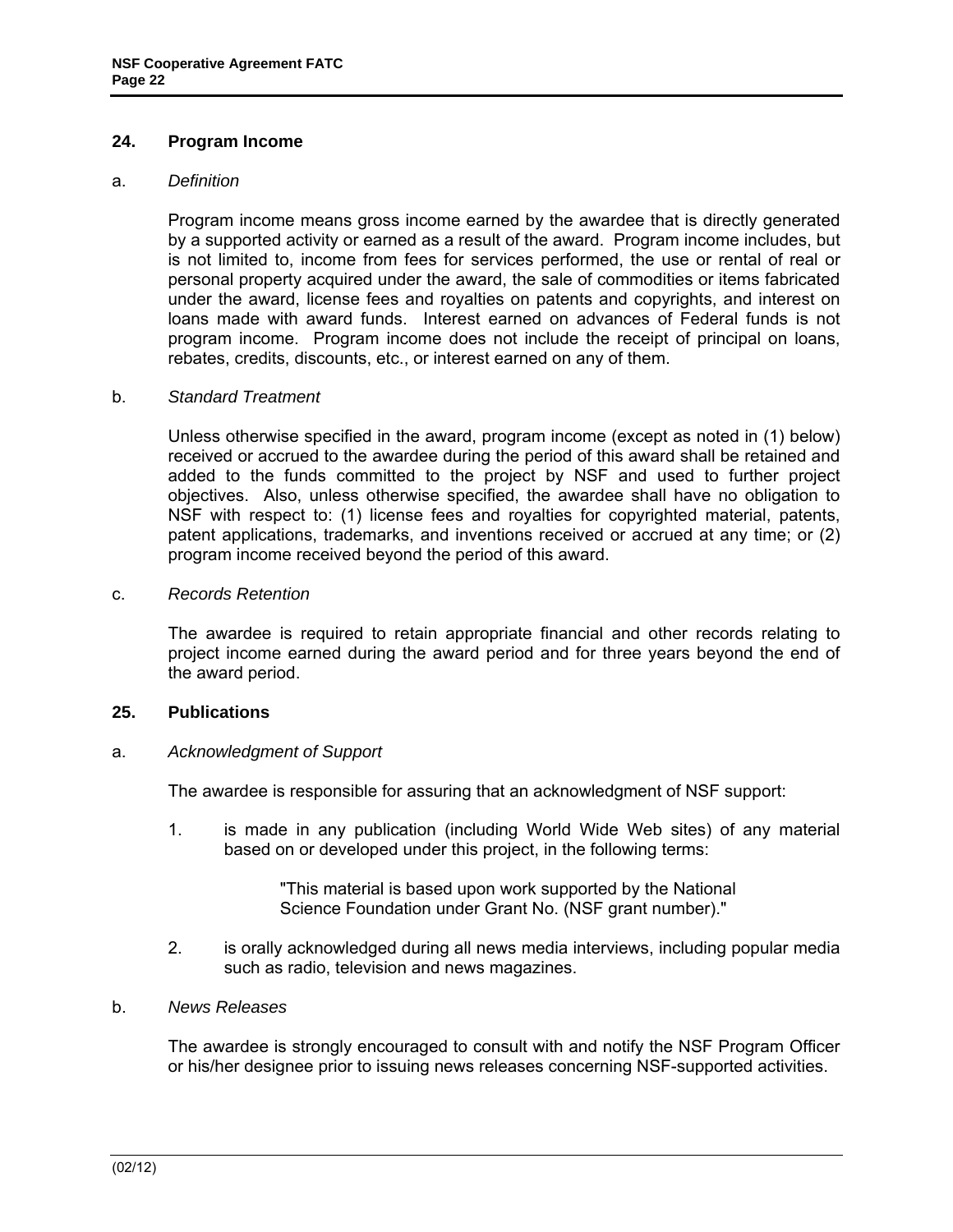## 24. Program Income

a. *Definition*

Program income means gross income earned by the awardee that is directly generated by a supported activity or earned as a result of the award. Program income includes, but is not limited to, income from fees for services performed, the use or rental of real or personal property acquired under the award, the sale of commodities or items fabricated under the award, license fees and royalties on patents and copyrights, and interest on loans made with award funds. Interest earned on advances of Federal funds is not program income. Program income does not include the receipt of principal on loans, rebates, credits, discounts, etc., or interest earned on any of them.

b. *Standard Treatment*

Unless otherwise specified in the award, program income (except as noted in (1) below) received or accrued to the awardee during the period of this award shall be retained and added to the funds committed to the project by NSF and used to further project objectives. Also, unless otherwise specified, the awardee shall have no obligation to NSF with respect to: (1) license fees and royalties for copyrighted material, patents, patent applications, trademarks, and inventions received or accrued at any time; or (2) program income received beyond the period of this award.

c. *Records Retention*

The awardee is required to retain appropriate financial and other records relating to project income earned during the award period and for three years beyond the end of the award period.

## 25. Publications

a. *Acknowledgment of Support*

The awardee is responsible for assuring that an acknowledgment of NSF support:

1. is made in any publication (including World Wide Web sites) of any material based on or developed under this project, in the following terms:

   "This material is based upon work supported by the National Science Foundation under Grant No. (NSF grant number)."

2. is orally acknowledged during all news media interviews, including popular media such as radio, television and news magazines.

b. *News Releases*

The awardee is strongly encouraged to consult with and notify the NSF Program Officer or his/her designee prior to issuing news releases concerning NSF-supported activities.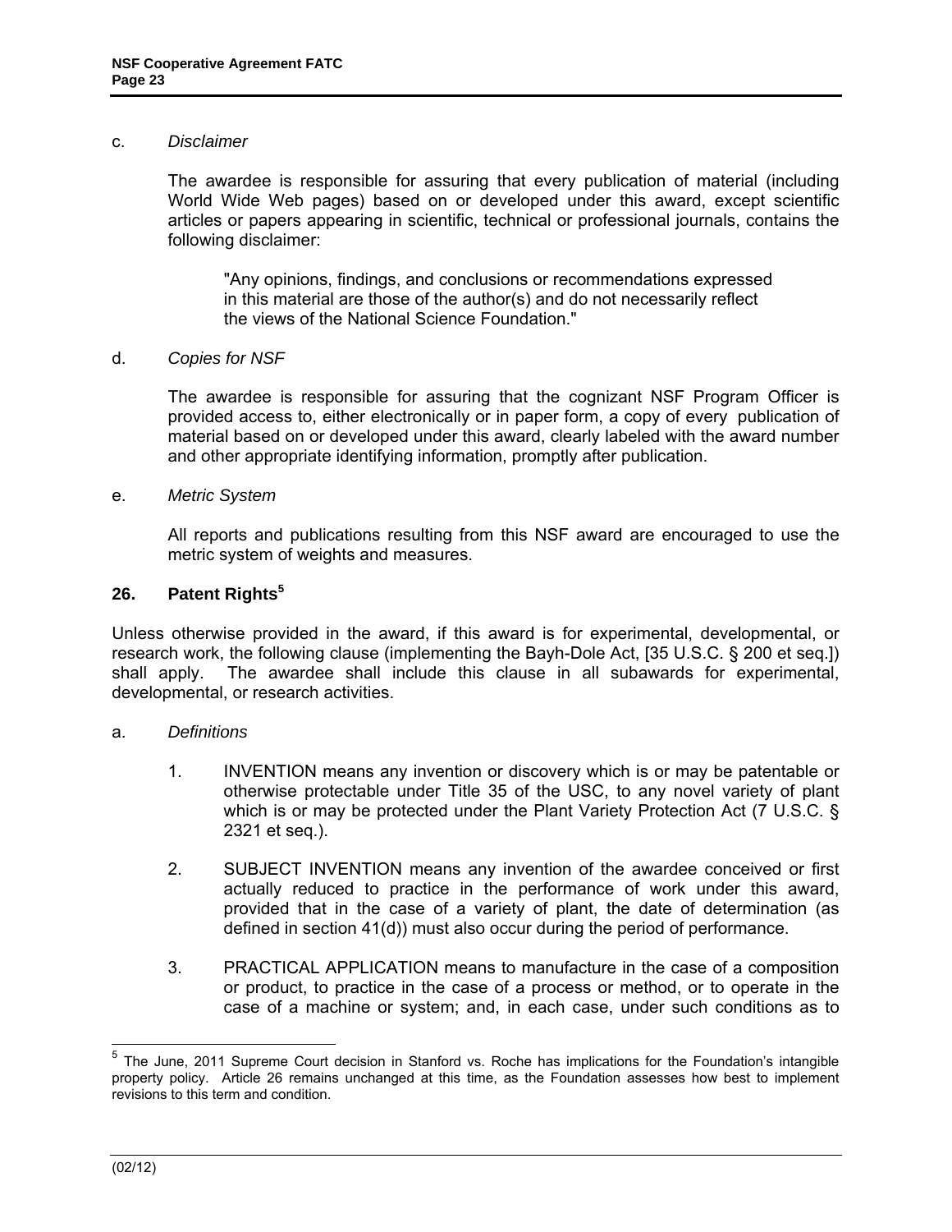c. *Disclaimer*

The awardee is responsible for assuring that every publication of material (including World Wide Web pages) based on or developed under this award, except scientific articles or papers appearing in scientific, technical or professional journals, contains the following disclaimer:

> "Any opinions, findings, and conclusions or recommendations expressed in this material are those of the author(s) and do not necessarily reflect the views of the National Science Foundation."

d. *Copies for NSF*

The awardee is responsible for assuring that the cognizant NSF Program Officer is provided access to, either electronically or in paper form, a copy of every publication of material based on or developed under this award, clearly labeled with the award number and other appropriate identifying information, promptly after publication.

e. *Metric System*

All reports and publications resulting from this NSF award are encouraged to use the metric system of weights and measures.

## 26. Patent Rights[5]

Unless otherwise provided in the award, if this award is for experimental, developmental, or research work, the following clause (implementing the Bayh-Dole Act, [35 U.S.C. § 200 et seq.]) shall apply. The awardee shall include this clause in all subawards for experimental, developmental, or research activities.

a. *Definitions*

1. INVENTION means any invention or discovery which is or may be patentable or otherwise protectable under Title 35 of the USC, to any novel variety of plant which is or may be protected under the Plant Variety Protection Act (7 U.S.C. § 2321 et seq.).

2. SUBJECT INVENTION means any invention of the awardee conceived or first actually reduced to practice in the performance of work under this award, provided that in the case of a variety of plant, the date of determination (as defined in section 41(d)) must also occur during the period of performance.

3. PRACTICAL APPLICATION means to manufacture in the case of a composition or product, to practice in the case of a process or method, or to operate in the case of a machine or system; and, in each case, under such conditions as to

---

[5] The June, 2011 Supreme Court decision in Stanford vs. Roche has implications for the Foundation's intangible property policy. Article 26 remains unchanged at this time, as the Foundation assesses how best to implement revisions to this term and condition.

(02/12)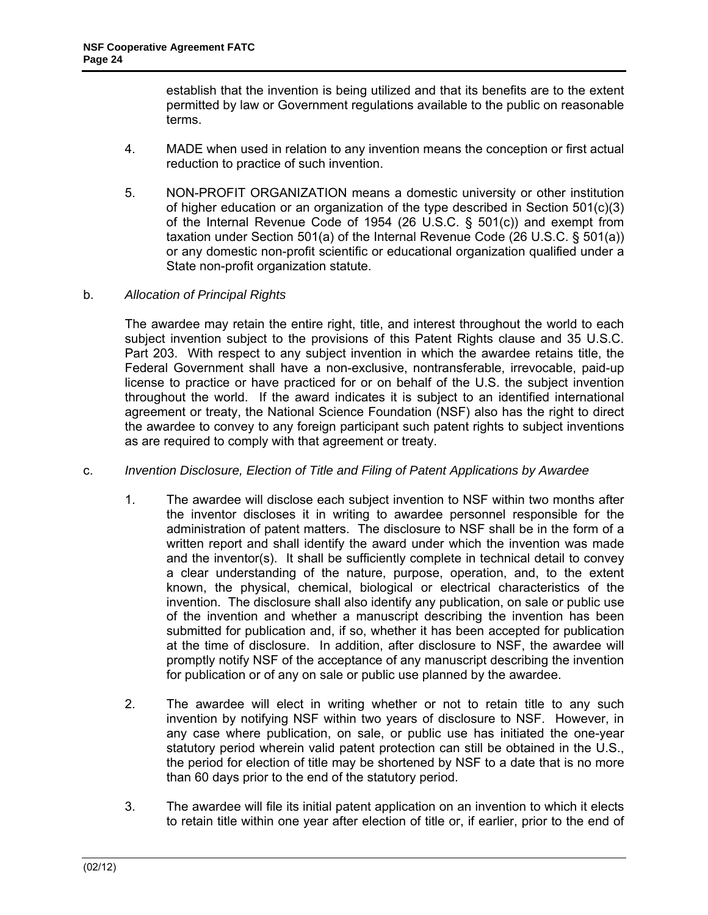establish that the invention is being utilized and that its benefits are to the extent permitted by law or Government regulations available to the public on reasonable terms.

4. MADE when used in relation to any invention means the conception or first actual reduction to practice of such invention.

5. NON-PROFIT ORGANIZATION means a domestic university or other institution of higher education or an organization of the type described in Section 501(c)(3) of the Internal Revenue Code of 1954 (26 U.S.C. § 501(c)) and exempt from taxation under Section 501(a) of the Internal Revenue Code (26 U.S.C. § 501(a)) or any domestic non-profit scientific or educational organization qualified under a State non-profit organization statute.

b. *Allocation of Principal Rights*

The awardee may retain the entire right, title, and interest throughout the world to each subject invention subject to the provisions of this Patent Rights clause and 35 U.S.C. Part 203. With respect to any subject invention in which the awardee retains title, the Federal Government shall have a non-exclusive, nontransferable, irrevocable, paid-up license to practice or have practiced for or on behalf of the U.S. the subject invention throughout the world. If the award indicates it is subject to an identified international agreement or treaty, the National Science Foundation (NSF) also has the right to direct the awardee to convey to any foreign participant such patent rights to subject inventions as are required to comply with that agreement or treaty.

c. *Invention Disclosure, Election of Title and Filing of Patent Applications by Awardee*

1. The awardee will disclose each subject invention to NSF within two months after the inventor discloses it in writing to awardee personnel responsible for the administration of patent matters. The disclosure to NSF shall be in the form of a written report and shall identify the award under which the invention was made and the inventor(s). It shall be sufficiently complete in technical detail to convey a clear understanding of the nature, purpose, operation, and, to the extent known, the physical, chemical, biological or electrical characteristics of the invention. The disclosure shall also identify any publication, on sale or public use of the invention and whether a manuscript describing the invention has been submitted for publication and, if so, whether it has been accepted for publication at the time of disclosure. In addition, after disclosure to NSF, the awardee will promptly notify NSF of the acceptance of any manuscript describing the invention for publication or of any on sale or public use planned by the awardee.

2. The awardee will elect in writing whether or not to retain title to any such invention by notifying NSF within two years of disclosure to NSF. However, in any case where publication, on sale, or public use has initiated the one-year statutory period wherein valid patent protection can still be obtained in the U.S., the period for election of title may be shortened by NSF to a date that is no more than 60 days prior to the end of the statutory period.

3. The awardee will file its initial patent application on an invention to which it elects to retain title within one year after election of title or, if earlier, prior to the end of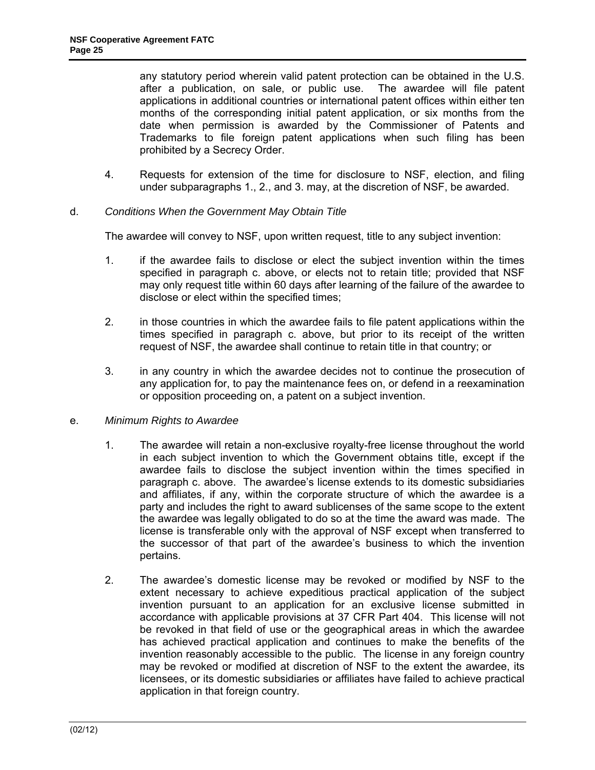any statutory period wherein valid patent protection can be obtained in the U.S. after a publication, on sale, or public use. The awardee will file patent applications in additional countries or international patent offices within either ten months of the corresponding initial patent application, or six months from the date when permission is awarded by the Commissioner of Patents and Trademarks to file foreign patent applications when such filing has been prohibited by a Secrecy Order.

4. Requests for extension of the time for disclosure to NSF, election, and filing under subparagraphs 1., 2., and 3. may, at the discretion of NSF, be awarded.

d. *Conditions When the Government May Obtain Title*

The awardee will convey to NSF, upon written request, title to any subject invention:

1. if the awardee fails to disclose or elect the subject invention within the times specified in paragraph c. above, or elects not to retain title; provided that NSF may only request title within 60 days after learning of the failure of the awardee to disclose or elect within the specified times;

2. in those countries in which the awardee fails to file patent applications within the times specified in paragraph c. above, but prior to its receipt of the written request of NSF, the awardee shall continue to retain title in that country; or

3. in any country in which the awardee decides not to continue the prosecution of any application for, to pay the maintenance fees on, or defend in a reexamination or opposition proceeding on, a patent on a subject invention.

e. *Minimum Rights to Awardee*

1. The awardee will retain a non-exclusive royalty-free license throughout the world in each subject invention to which the Government obtains title, except if the awardee fails to disclose the subject invention within the times specified in paragraph c. above. The awardee's license extends to its domestic subsidiaries and affiliates, if any, within the corporate structure of which the awardee is a party and includes the right to award sublicenses of the same scope to the extent the awardee was legally obligated to do so at the time the award was made. The license is transferable only with the approval of NSF except when transferred to the successor of that part of the awardee's business to which the invention pertains.

2. The awardee's domestic license may be revoked or modified by NSF to the extent necessary to achieve expeditious practical application of the subject invention pursuant to an application for an exclusive license submitted in accordance with applicable provisions at 37 CFR Part 404. This license will not be revoked in that field of use or the geographical areas in which the awardee has achieved practical application and continues to make the benefits of the invention reasonably accessible to the public. The license in any foreign country may be revoked or modified at discretion of NSF to the extent the awardee, its licensees, or its domestic subsidiaries or affiliates have failed to achieve practical application in that foreign country.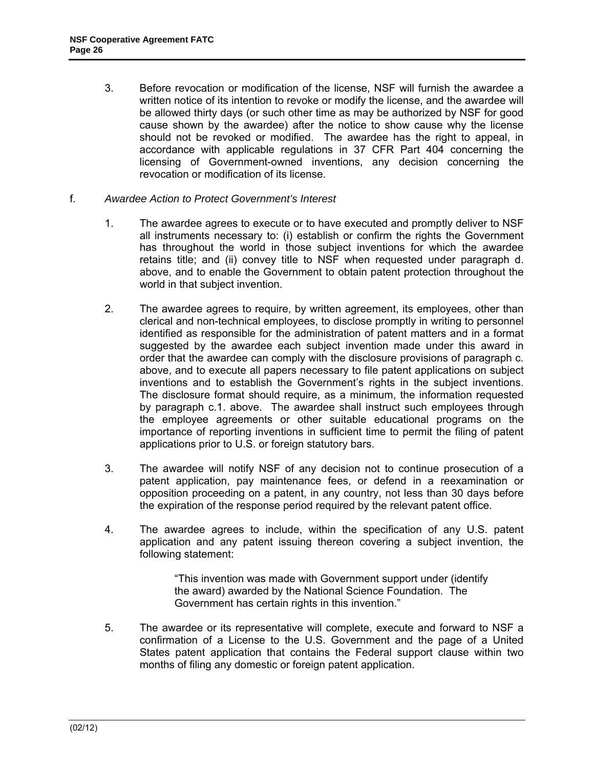3. Before revocation or modification of the license, NSF will furnish the awardee a written notice of its intention to revoke or modify the license, and the awardee will be allowed thirty days (or such other time as may be authorized by NSF for good cause shown by the awardee) after the notice to show cause why the license should not be revoked or modified. The awardee has the right to appeal, in accordance with applicable regulations in 37 CFR Part 404 concerning the licensing of Government-owned inventions, any decision concerning the revocation or modification of its license.

f. *Awardee Action to Protect Government's Interest*

1. The awardee agrees to execute or to have executed and promptly deliver to NSF all instruments necessary to: (i) establish or confirm the rights the Government has throughout the world in those subject inventions for which the awardee retains title; and (ii) convey title to NSF when requested under paragraph d. above, and to enable the Government to obtain patent protection throughout the world in that subject invention.

2. The awardee agrees to require, by written agreement, its employees, other than clerical and non-technical employees, to disclose promptly in writing to personnel identified as responsible for the administration of patent matters and in a format suggested by the awardee each subject invention made under this award in order that the awardee can comply with the disclosure provisions of paragraph c. above, and to execute all papers necessary to file patent applications on subject inventions and to establish the Government's rights in the subject inventions. The disclosure format should require, as a minimum, the information requested by paragraph c.1. above. The awardee shall instruct such employees through the employee agreements or other suitable educational programs on the importance of reporting inventions in sufficient time to permit the filing of patent applications prior to U.S. or foreign statutory bars.

3. The awardee will notify NSF of any decision not to continue prosecution of a patent application, pay maintenance fees, or defend in a reexamination or opposition proceeding on a patent, in any country, not less than 30 days before the expiration of the response period required by the relevant patent office.

4. The awardee agrees to include, within the specification of any U.S. patent application and any patent issuing thereon covering a subject invention, the following statement:

> "This invention was made with Government support under (identify the award) awarded by the National Science Foundation. The Government has certain rights in this invention."

5. The awardee or its representative will complete, execute and forward to NSF a confirmation of a License to the U.S. Government and the page of a United States patent application that contains the Federal support clause within two months of filing any domestic or foreign patent application.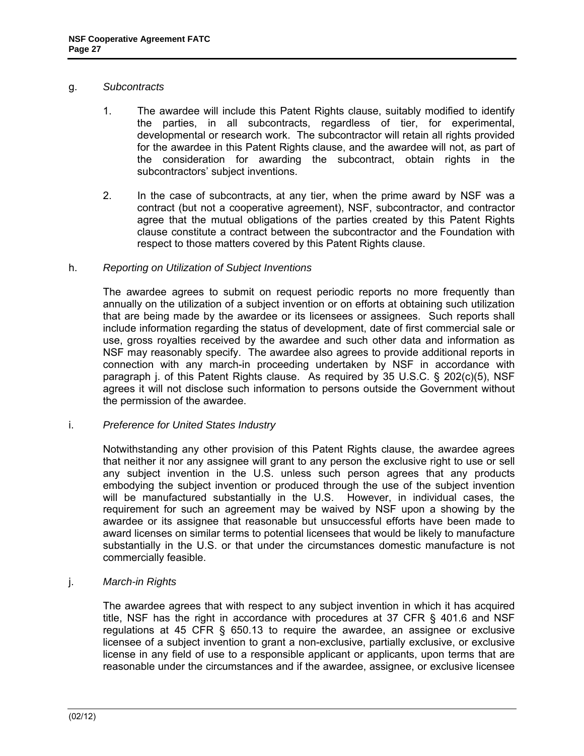g. *Subcontracts*

1. The awardee will include this Patent Rights clause, suitably modified to identify the parties, in all subcontracts, regardless of tier, for experimental, developmental or research work. The subcontractor will retain all rights provided for the awardee in this Patent Rights clause, and the awardee will not, as part of the consideration for awarding the subcontract, obtain rights in the subcontractors' subject inventions.

2. In the case of subcontracts, at any tier, when the prime award by NSF was a contract (but not a cooperative agreement), NSF, subcontractor, and contractor agree that the mutual obligations of the parties created by this Patent Rights clause constitute a contract between the subcontractor and the Foundation with respect to those matters covered by this Patent Rights clause.

h. *Reporting on Utilization of Subject Inventions*

The awardee agrees to submit on request periodic reports no more frequently than annually on the utilization of a subject invention or on efforts at obtaining such utilization that are being made by the awardee or its licensees or assignees. Such reports shall include information regarding the status of development, date of first commercial sale or use, gross royalties received by the awardee and such other data and information as NSF may reasonably specify. The awardee also agrees to provide additional reports in connection with any march-in proceeding undertaken by NSF in accordance with paragraph j. of this Patent Rights clause. As required by 35 U.S.C. § 202(c)(5), NSF agrees it will not disclose such information to persons outside the Government without the permission of the awardee.

i. *Preference for United States Industry*

Notwithstanding any other provision of this Patent Rights clause, the awardee agrees that neither it nor any assignee will grant to any person the exclusive right to use or sell any subject invention in the U.S. unless such person agrees that any products embodying the subject invention or produced through the use of the subject invention will be manufactured substantially in the U.S. However, in individual cases, the requirement for such an agreement may be waived by NSF upon a showing by the awardee or its assignee that reasonable but unsuccessful efforts have been made to award licenses on similar terms to potential licensees that would be likely to manufacture substantially in the U.S. or that under the circumstances domestic manufacture is not commercially feasible.

j. *March-in Rights*

The awardee agrees that with respect to any subject invention in which it has acquired title, NSF has the right in accordance with procedures at 37 CFR § 401.6 and NSF regulations at 45 CFR § 650.13 to require the awardee, an assignee or exclusive licensee of a subject invention to grant a non-exclusive, partially exclusive, or exclusive license in any field of use to a responsible applicant or applicants, upon terms that are reasonable under the circumstances and if the awardee, assignee, or exclusive licensee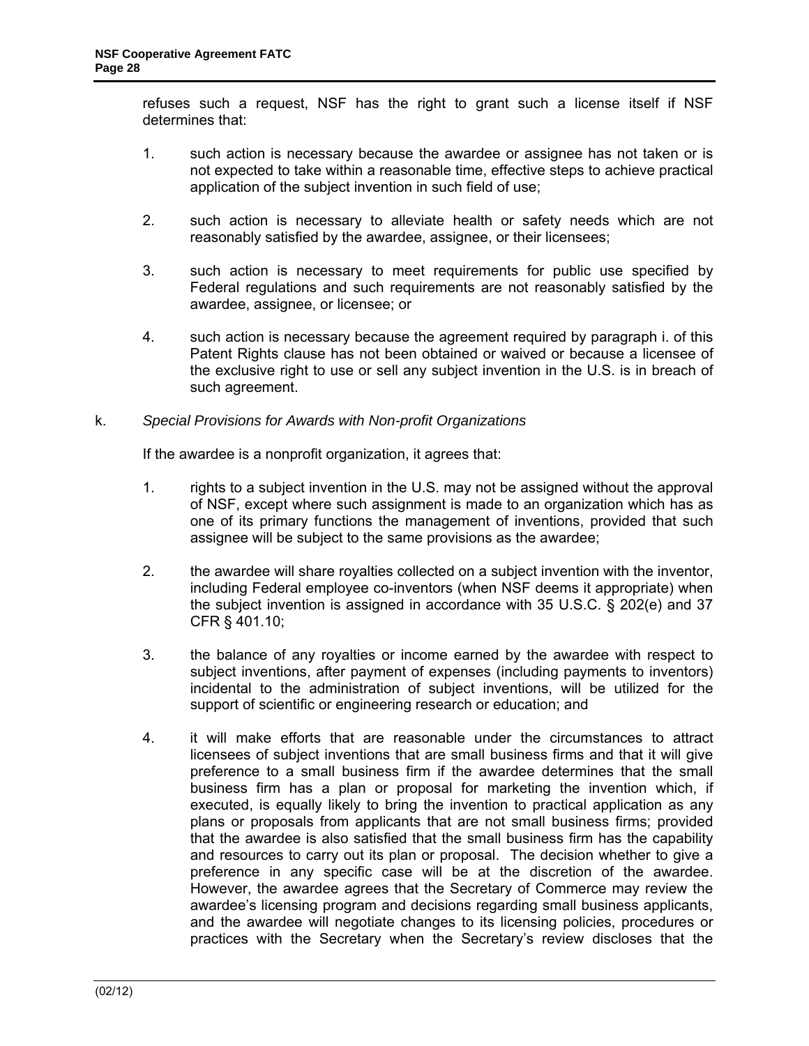refuses such a request, NSF has the right to grant such a license itself if NSF determines that:

1. such action is necessary because the awardee or assignee has not taken or is not expected to take within a reasonable time, effective steps to achieve practical application of the subject invention in such field of use;

2. such action is necessary to alleviate health or safety needs which are not reasonably satisfied by the awardee, assignee, or their licensees;

3. such action is necessary to meet requirements for public use specified by Federal regulations and such requirements are not reasonably satisfied by the awardee, assignee, or licensee; or

4. such action is necessary because the agreement required by paragraph i. of this Patent Rights clause has not been obtained or waived or because a licensee of the exclusive right to use or sell any subject invention in the U.S. is in breach of such agreement.

k. *Special Provisions for Awards with Non-profit Organizations*

If the awardee is a nonprofit organization, it agrees that:

1. rights to a subject invention in the U.S. may not be assigned without the approval of NSF, except where such assignment is made to an organization which has as one of its primary functions the management of inventions, provided that such assignee will be subject to the same provisions as the awardee;

2. the awardee will share royalties collected on a subject invention with the inventor, including Federal employee co-inventors (when NSF deems it appropriate) when the subject invention is assigned in accordance with 35 U.S.C. § 202(e) and 37 CFR § 401.10;

3. the balance of any royalties or income earned by the awardee with respect to subject inventions, after payment of expenses (including payments to inventors) incidental to the administration of subject inventions, will be utilized for the support of scientific or engineering research or education; and

4. it will make efforts that are reasonable under the circumstances to attract licensees of subject inventions that are small business firms and that it will give preference to a small business firm if the awardee determines that the small business firm has a plan or proposal for marketing the invention which, if executed, is equally likely to bring the invention to practical application as any plans or proposals from applicants that are not small business firms; provided that the awardee is also satisfied that the small business firm has the capability and resources to carry out its plan or proposal. The decision whether to give a preference in any specific case will be at the discretion of the awardee. However, the awardee agrees that the Secretary of Commerce may review the awardee's licensing program and decisions regarding small business applicants, and the awardee will negotiate changes to its licensing policies, procedures or practices with the Secretary when the Secretary's review discloses that the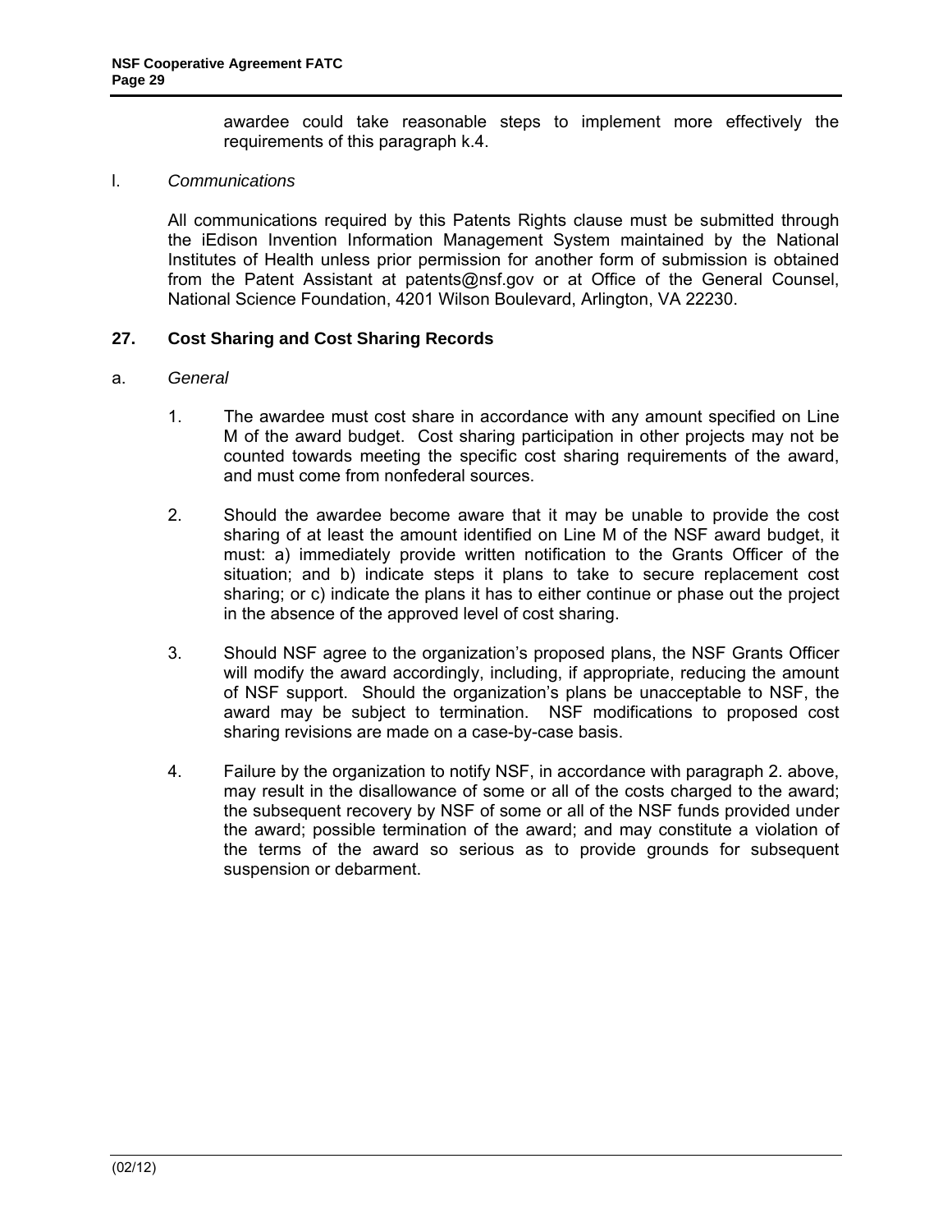awardee could take reasonable steps to implement more effectively the requirements of this paragraph k.4.

l. *Communications*

All communications required by this Patents Rights clause must be submitted through the iEdison Invention Information Management System maintained by the National Institutes of Health unless prior permission for another form of submission is obtained from the Patent Assistant at patents@nsf.gov or at Office of the General Counsel, National Science Foundation, 4201 Wilson Boulevard, Arlington, VA 22230.

## 27. Cost Sharing and Cost Sharing Records

a. *General*

1. The awardee must cost share in accordance with any amount specified on Line M of the award budget. Cost sharing participation in other projects may not be counted towards meeting the specific cost sharing requirements of the award, and must come from nonfederal sources.

2. Should the awardee become aware that it may be unable to provide the cost sharing of at least the amount identified on Line M of the NSF award budget, it must: a) immediately provide written notification to the Grants Officer of the situation; and b) indicate steps it plans to take to secure replacement cost sharing; or c) indicate the plans it has to either continue or phase out the project in the absence of the approved level of cost sharing.

3. Should NSF agree to the organization's proposed plans, the NSF Grants Officer will modify the award accordingly, including, if appropriate, reducing the amount of NSF support. Should the organization's plans be unacceptable to NSF, the award may be subject to termination. NSF modifications to proposed cost sharing revisions are made on a case-by-case basis.

4. Failure by the organization to notify NSF, in accordance with paragraph 2. above, may result in the disallowance of some or all of the costs charged to the award; the subsequent recovery by NSF of some or all of the NSF funds provided under the award; possible termination of the award; and may constitute a violation of the terms of the award so serious as to provide grounds for subsequent suspension or debarment.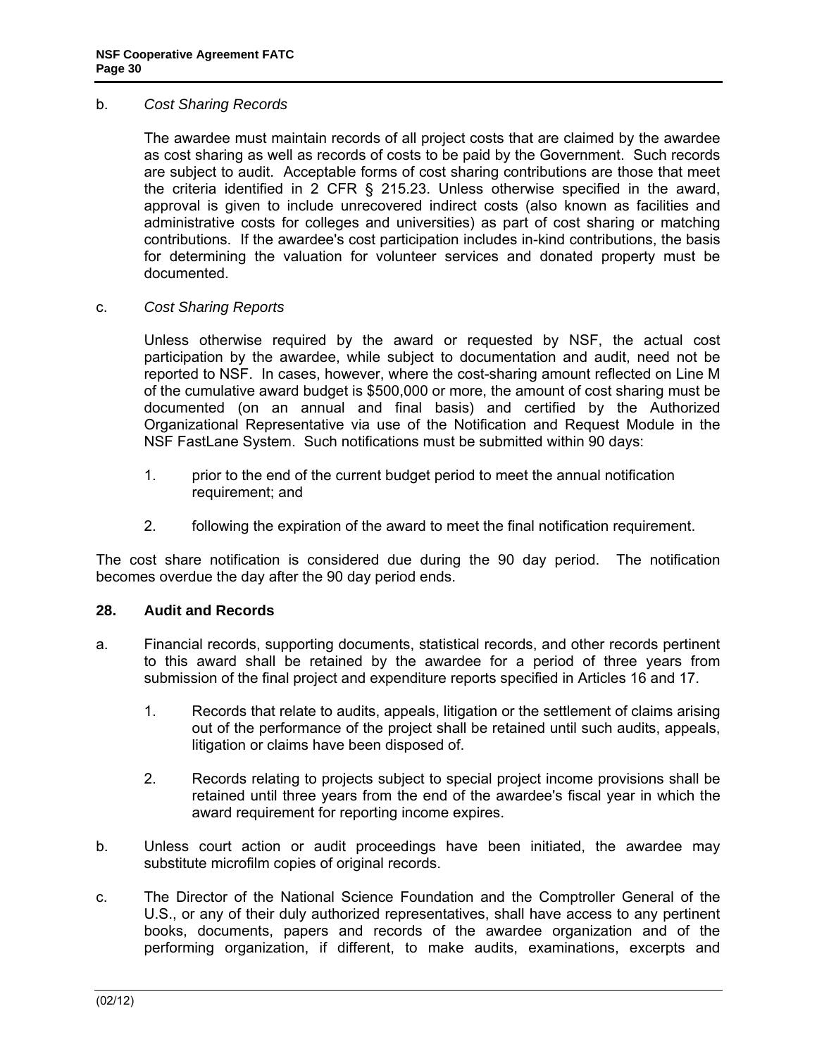b. *Cost Sharing Records*

The awardee must maintain records of all project costs that are claimed by the awardee as cost sharing as well as records of costs to be paid by the Government. Such records are subject to audit. Acceptable forms of cost sharing contributions are those that meet the criteria identified in 2 CFR § 215.23. Unless otherwise specified in the award, approval is given to include unrecovered indirect costs (also known as facilities and administrative costs for colleges and universities) as part of cost sharing or matching contributions. If the awardee's cost participation includes in-kind contributions, the basis for determining the valuation for volunteer services and donated property must be documented.

c. *Cost Sharing Reports*

Unless otherwise required by the award or requested by NSF, the actual cost participation by the awardee, while subject to documentation and audit, need not be reported to NSF. In cases, however, where the cost-sharing amount reflected on Line M of the cumulative award budget is $500,000 or more, the amount of cost sharing must be documented (on an annual and final basis) and certified by the Authorized Organizational Representative via use of the Notification and Request Module in the NSF FastLane System. Such notifications must be submitted within 90 days:

1. prior to the end of the current budget period to meet the annual notification requirement; and

2. following the expiration of the award to meet the final notification requirement.

The cost share notification is considered due during the 90 day period. The notification becomes overdue the day after the 90 day period ends.

**28. Audit and Records**

a. Financial records, supporting documents, statistical records, and other records pertinent to this award shall be retained by the awardee for a period of three years from submission of the final project and expenditure reports specified in Articles 16 and 17.

   1. Records that relate to audits, appeals, litigation or the settlement of claims arising out of the performance of the project shall be retained until such audits, appeals, litigation or claims have been disposed of.

   2. Records relating to projects subject to special project income provisions shall be retained until three years from the end of the awardee's fiscal year in which the award requirement for reporting income expires.

b. Unless court action or audit proceedings have been initiated, the awardee may substitute microfilm copies of original records.

c. The Director of the National Science Foundation and the Comptroller General of the U.S., or any of their duly authorized representatives, shall have access to any pertinent books, documents, papers and records of the awardee organization and of the performing organization, if different, to make audits, examinations, excerpts and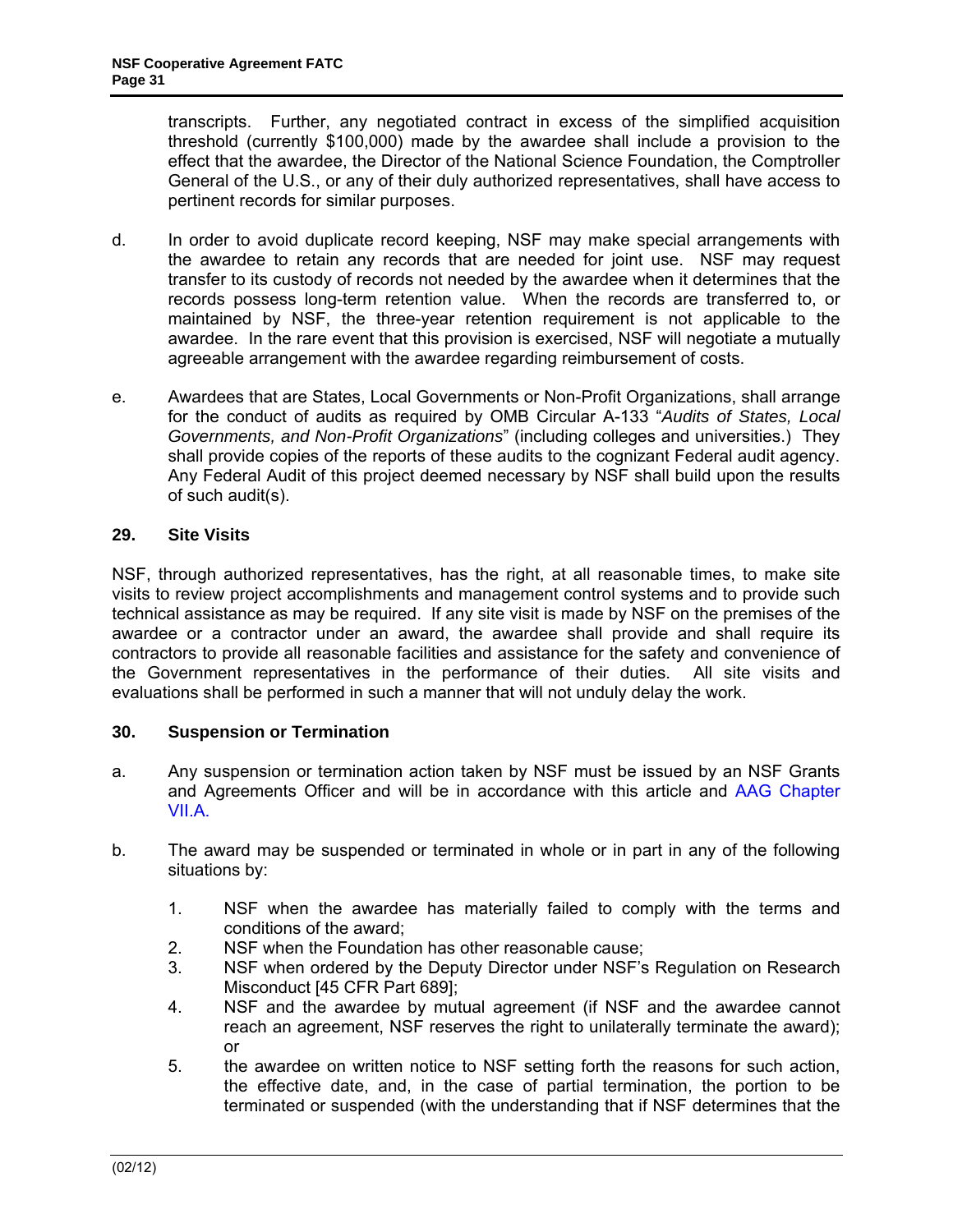transcripts. Further, any negotiated contract in excess of the simplified acquisition threshold (currently $100,000) made by the awardee shall include a provision to the effect that the awardee, the Director of the National Science Foundation, the Comptroller General of the U.S., or any of their duly authorized representatives, shall have access to pertinent records for similar purposes.

d. In order to avoid duplicate record keeping, NSF may make special arrangements with the awardee to retain any records that are needed for joint use. NSF may request transfer to its custody of records not needed by the awardee when it determines that the records possess long-term retention value. When the records are transferred to, or maintained by NSF, the three-year retention requirement is not applicable to the awardee. In the rare event that this provision is exercised, NSF will negotiate a mutually agreeable arrangement with the awardee regarding reimbursement of costs.

e. Awardees that are States, Local Governments or Non-Profit Organizations, shall arrange for the conduct of audits as required by OMB Circular A-133 "*Audits of States, Local Governments, and Non-Profit Organizations*" (including colleges and universities.) They shall provide copies of the reports of these audits to the cognizant Federal audit agency. Any Federal Audit of this project deemed necessary by NSF shall build upon the results of such audit(s).

### 29. Site Visits

NSF, through authorized representatives, has the right, at all reasonable times, to make site visits to review project accomplishments and management control systems and to provide such technical assistance as may be required. If any site visit is made by NSF on the premises of the awardee or a contractor under an award, the awardee shall provide and shall require its contractors to provide all reasonable facilities and assistance for the safety and convenience of the Government representatives in the performance of their duties. All site visits and evaluations shall be performed in such a manner that will not unduly delay the work.

### 30. Suspension or Termination

a. Any suspension or termination action taken by NSF must be issued by an NSF Grants and Agreements Officer and will be in accordance with this article and AAG Chapter VII.A.

b. The award may be suspended or terminated in whole or in part in any of the following situations by:

   1. NSF when the awardee has materially failed to comply with the terms and conditions of the award;
   2. NSF when the Foundation has other reasonable cause;
   3. NSF when ordered by the Deputy Director under NSF's Regulation on Research Misconduct [45 CFR Part 689];
   4. NSF and the awardee by mutual agreement (if NSF and the awardee cannot reach an agreement, NSF reserves the right to unilaterally terminate the award); or
   5. the awardee on written notice to NSF setting forth the reasons for such action, the effective date, and, in the case of partial termination, the portion to be terminated or suspended (with the understanding that if NSF determines that the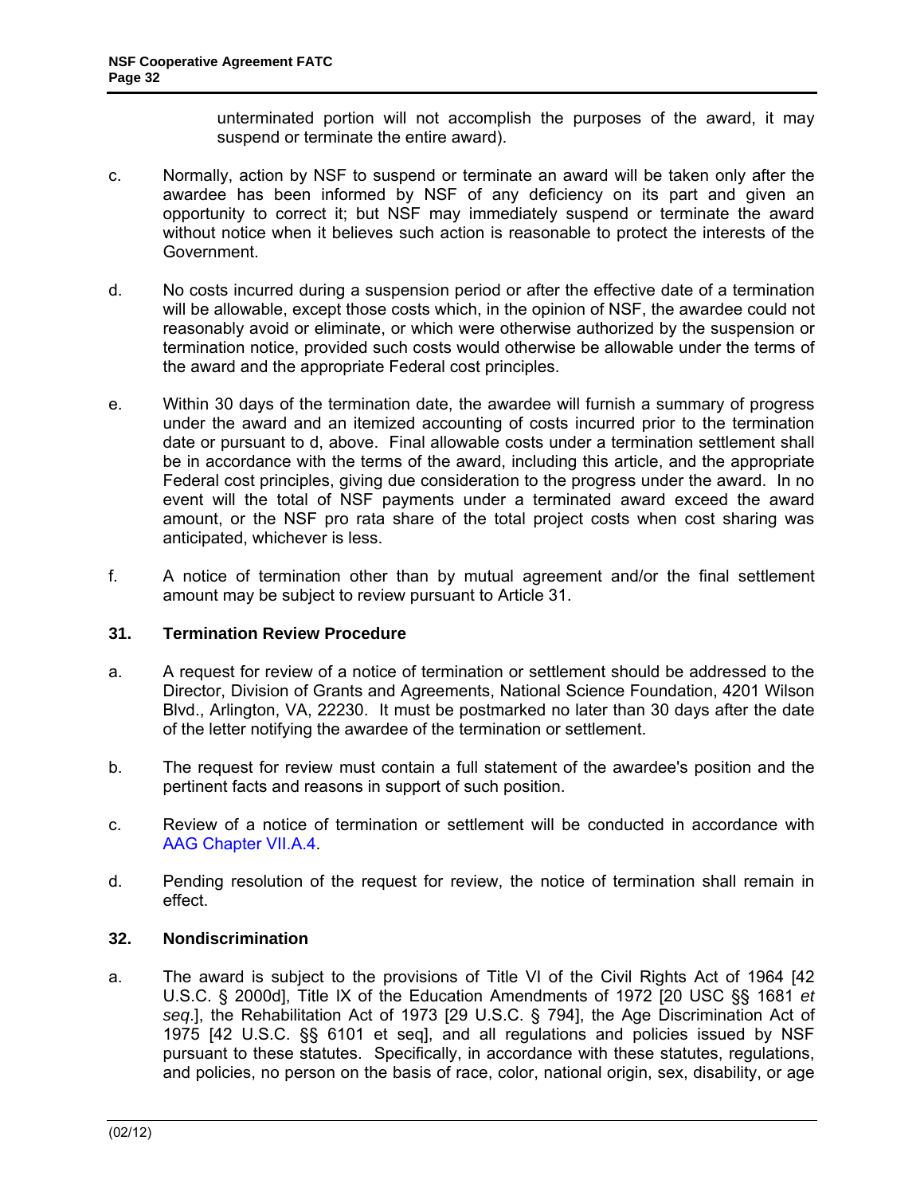unterminated portion will not accomplish the purposes of the award, it may suspend or terminate the entire award).

c. Normally, action by NSF to suspend or terminate an award will be taken only after the awardee has been informed by NSF of any deficiency on its part and given an opportunity to correct it; but NSF may immediately suspend or terminate the award without notice when it believes such action is reasonable to protect the interests of the Government.

d. No costs incurred during a suspension period or after the effective date of a termination will be allowable, except those costs which, in the opinion of NSF, the awardee could not reasonably avoid or eliminate, or which were otherwise authorized by the suspension or termination notice, provided such costs would otherwise be allowable under the terms of the award and the appropriate Federal cost principles.

e. Within 30 days of the termination date, the awardee will furnish a summary of progress under the award and an itemized accounting of costs incurred prior to the termination date or pursuant to d, above. Final allowable costs under a termination settlement shall be in accordance with the terms of the award, including this article, and the appropriate Federal cost principles, giving due consideration to the progress under the award. In no event will the total of NSF payments under a terminated award exceed the award amount, or the NSF pro rata share of the total project costs when cost sharing was anticipated, whichever is less.

f. A notice of termination other than by mutual agreement and/or the final settlement amount may be subject to review pursuant to Article 31.

### 31. Termination Review Procedure

a. A request for review of a notice of termination or settlement should be addressed to the Director, Division of Grants and Agreements, National Science Foundation, 4201 Wilson Blvd., Arlington, VA, 22230. It must be postmarked no later than 30 days after the date of the letter notifying the awardee of the termination or settlement.

b. The request for review must contain a full statement of the awardee's position and the pertinent facts and reasons in support of such position.

c. Review of a notice of termination or settlement will be conducted in accordance with AAG Chapter VII.A.4.

d. Pending resolution of the request for review, the notice of termination shall remain in effect.

### 32. Nondiscrimination

a. The award is subject to the provisions of Title VI of the Civil Rights Act of 1964 [42 U.S.C. § 2000d], Title IX of the Education Amendments of 1972 [20 USC §§ 1681 *et seq*.], the Rehabilitation Act of 1973 [29 U.S.C. § 794], the Age Discrimination Act of 1975 [42 U.S.C. §§ 6101 et seq], and all regulations and policies issued by NSF pursuant to these statutes. Specifically, in accordance with these statutes, regulations, and policies, no person on the basis of race, color, national origin, sex, disability, or age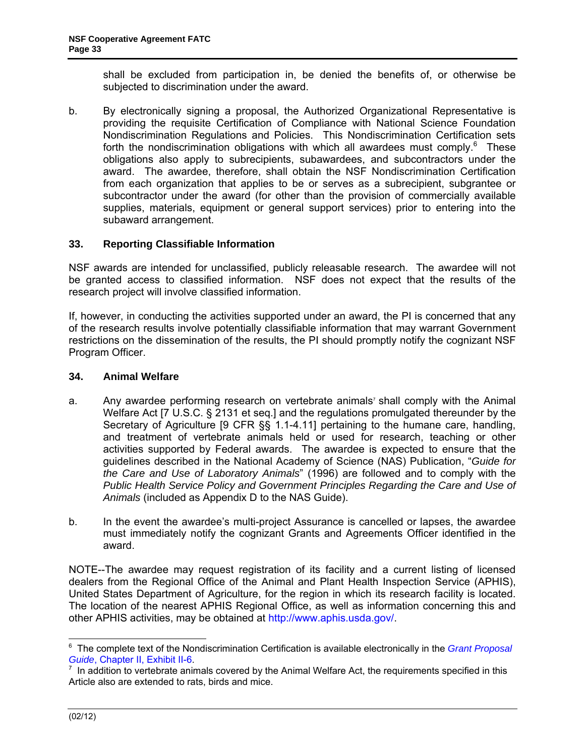shall be excluded from participation in, be denied the benefits of, or otherwise be subjected to discrimination under the award.

b. By electronically signing a proposal, the Authorized Organizational Representative is providing the requisite Certification of Compliance with National Science Foundation Nondiscrimination Regulations and Policies. This Nondiscrimination Certification sets forth the nondiscrimination obligations with which all awardees must comply.[6] These obligations also apply to subrecipients, subawardees, and subcontractors under the award. The awardee, therefore, shall obtain the NSF Nondiscrimination Certification from each organization that applies to be or serves as a subrecipient, subgrantee or subcontractor under the award (for other than the provision of commercially available supplies, materials, equipment or general support services) prior to entering into the subaward arrangement.

### 33. Reporting Classifiable Information

NSF awards are intended for unclassified, publicly releasable research. The awardee will not be granted access to classified information. NSF does not expect that the results of the research project will involve classified information.

If, however, in conducting the activities supported under an award, the PI is concerned that any of the research results involve potentially classifiable information that may warrant Government restrictions on the dissemination of the results, the PI should promptly notify the cognizant NSF Program Officer.

### 34. Animal Welfare

a. Any awardee performing research on vertebrate animals[7] shall comply with the Animal Welfare Act [7 U.S.C. § 2131 et seq.] and the regulations promulgated thereunder by the Secretary of Agriculture [9 CFR §§ 1.1-4.11] pertaining to the humane care, handling, and treatment of vertebrate animals held or used for research, teaching or other activities supported by Federal awards. The awardee is expected to ensure that the guidelines described in the National Academy of Science (NAS) Publication, "*Guide for the Care and Use of Laboratory Animals*" (1996) are followed and to comply with the *Public Health Service Policy and Government Principles Regarding the Care and Use of Animals* (included as Appendix D to the NAS Guide).

b. In the event the awardee's multi-project Assurance is cancelled or lapses, the awardee must immediately notify the cognizant Grants and Agreements Officer identified in the award.

NOTE--The awardee may request registration of its facility and a current listing of licensed dealers from the Regional Office of the Animal and Plant Health Inspection Service (APHIS), United States Department of Agriculture, for the region in which its research facility is located. The location of the nearest APHIS Regional Office, as well as information concerning this and other APHIS activities, may be obtained at http://www.aphis.usda.gov/.

---

[6] The complete text of the Nondiscrimination Certification is available electronically in the *Grant Proposal Guide*, Chapter II, Exhibit II-6.

[7] In addition to vertebrate animals covered by the Animal Welfare Act, the requirements specified in this Article also are extended to rats, birds and mice.

(02/12)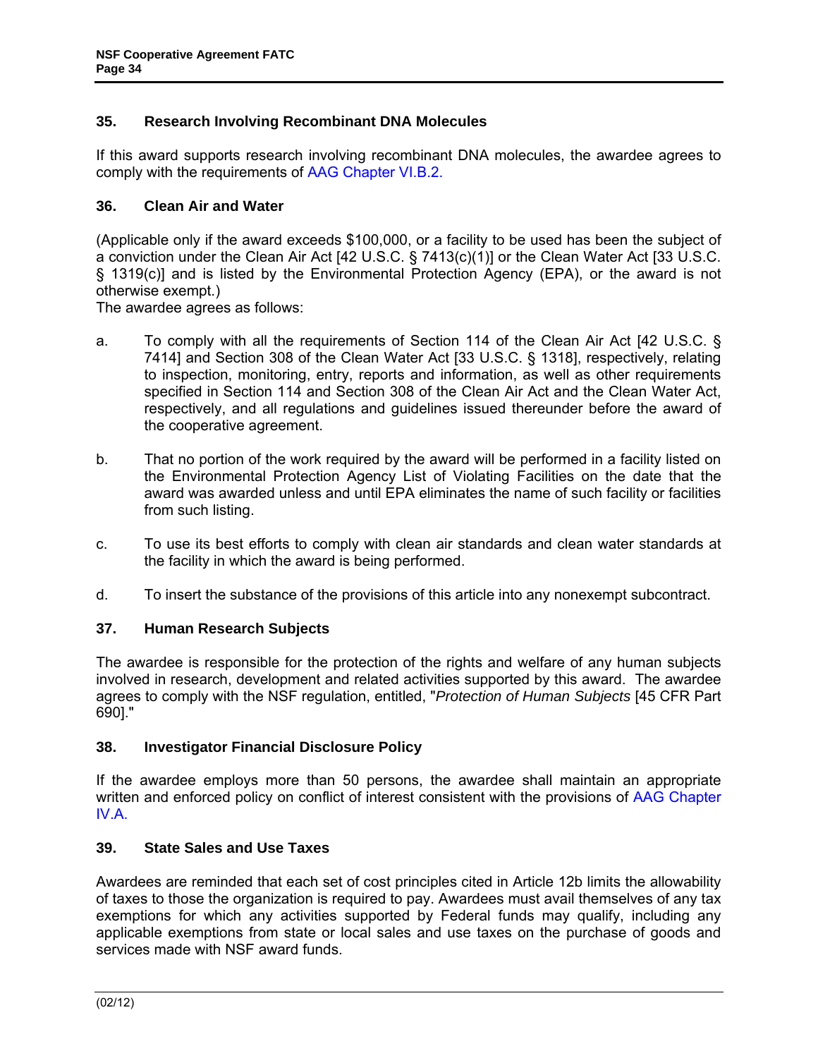### 35. Research Involving Recombinant DNA Molecules

If this award supports research involving recombinant DNA molecules, the awardee agrees to comply with the requirements of AAG Chapter VI.B.2.

### 36. Clean Air and Water

(Applicable only if the award exceeds $100,000, or a facility to be used has been the subject of a conviction under the Clean Air Act [42 U.S.C. § 7413(c)(1)] or the Clean Water Act [33 U.S.C. § 1319(c)] and is listed by the Environmental Protection Agency (EPA), or the award is not otherwise exempt.)

The awardee agrees as follows:

a. To comply with all the requirements of Section 114 of the Clean Air Act [42 U.S.C. § 7414] and Section 308 of the Clean Water Act [33 U.S.C. § 1318], respectively, relating to inspection, monitoring, entry, reports and information, as well as other requirements specified in Section 114 and Section 308 of the Clean Air Act and the Clean Water Act, respectively, and all regulations and guidelines issued thereunder before the award of the cooperative agreement.

b. That no portion of the work required by the award will be performed in a facility listed on the Environmental Protection Agency List of Violating Facilities on the date that the award was awarded unless and until EPA eliminates the name of such facility or facilities from such listing.

c. To use its best efforts to comply with clean air standards and clean water standards at the facility in which the award is being performed.

d. To insert the substance of the provisions of this article into any nonexempt subcontract.

### 37. Human Research Subjects

The awardee is responsible for the protection of the rights and welfare of any human subjects involved in research, development and related activities supported by this award. The awardee agrees to comply with the NSF regulation, entitled, "*Protection of Human Subjects* [45 CFR Part 690]."

### 38. Investigator Financial Disclosure Policy

If the awardee employs more than 50 persons, the awardee shall maintain an appropriate written and enforced policy on conflict of interest consistent with the provisions of AAG Chapter IV.A.

### 39. State Sales and Use Taxes

Awardees are reminded that each set of cost principles cited in Article 12b limits the allowability of taxes to those the organization is required to pay. Awardees must avail themselves of any tax exemptions for which any activities supported by Federal funds may qualify, including any applicable exemptions from state or local sales and use taxes on the purchase of goods and services made with NSF award funds.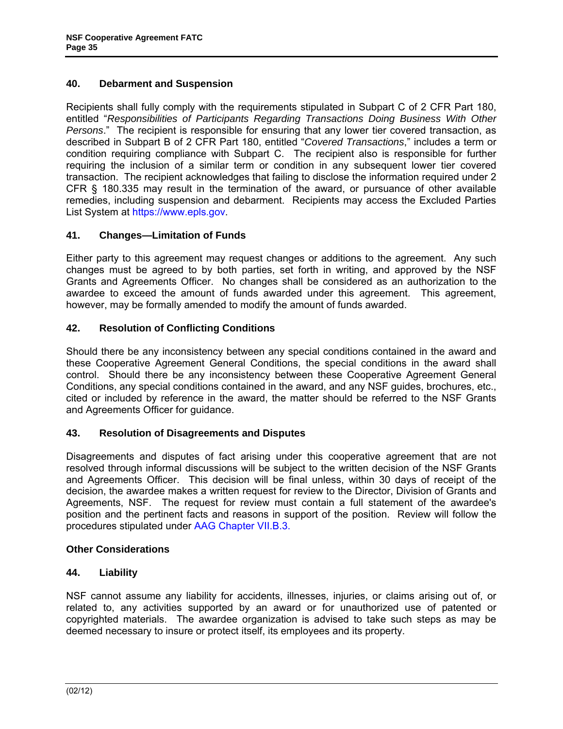### 40. Debarment and Suspension

Recipients shall fully comply with the requirements stipulated in Subpart C of 2 CFR Part 180, entitled "*Responsibilities of Participants Regarding Transactions Doing Business With Other Persons*." The recipient is responsible for ensuring that any lower tier covered transaction, as described in Subpart B of 2 CFR Part 180, entitled "*Covered Transactions*," includes a term or condition requiring compliance with Subpart C. The recipient also is responsible for further requiring the inclusion of a similar term or condition in any subsequent lower tier covered transaction. The recipient acknowledges that failing to disclose the information required under 2 CFR § 180.335 may result in the termination of the award, or pursuance of other available remedies, including suspension and debarment. Recipients may access the Excluded Parties List System at https://www.epls.gov.

### 41. Changes—Limitation of Funds

Either party to this agreement may request changes or additions to the agreement. Any such changes must be agreed to by both parties, set forth in writing, and approved by the NSF Grants and Agreements Officer. No changes shall be considered as an authorization to the awardee to exceed the amount of funds awarded under this agreement. This agreement, however, may be formally amended to modify the amount of funds awarded.

### 42. Resolution of Conflicting Conditions

Should there be any inconsistency between any special conditions contained in the award and these Cooperative Agreement General Conditions, the special conditions in the award shall control. Should there be any inconsistency between these Cooperative Agreement General Conditions, any special conditions contained in the award, and any NSF guides, brochures, etc., cited or included by reference in the award, the matter should be referred to the NSF Grants and Agreements Officer for guidance.

### 43. Resolution of Disagreements and Disputes

Disagreements and disputes of fact arising under this cooperative agreement that are not resolved through informal discussions will be subject to the written decision of the NSF Grants and Agreements Officer. This decision will be final unless, within 30 days of receipt of the decision, the awardee makes a written request for review to the Director, Division of Grants and Agreements, NSF. The request for review must contain a full statement of the awardee's position and the pertinent facts and reasons in support of the position. Review will follow the procedures stipulated under AAG Chapter VII.B.3.

## Other Considerations

### 44. Liability

NSF cannot assume any liability for accidents, illnesses, injuries, or claims arising out of, or related to, any activities supported by an award or for unauthorized use of patented or copyrighted materials. The awardee organization is advised to take such steps as may be deemed necessary to insure or protect itself, its employees and its property.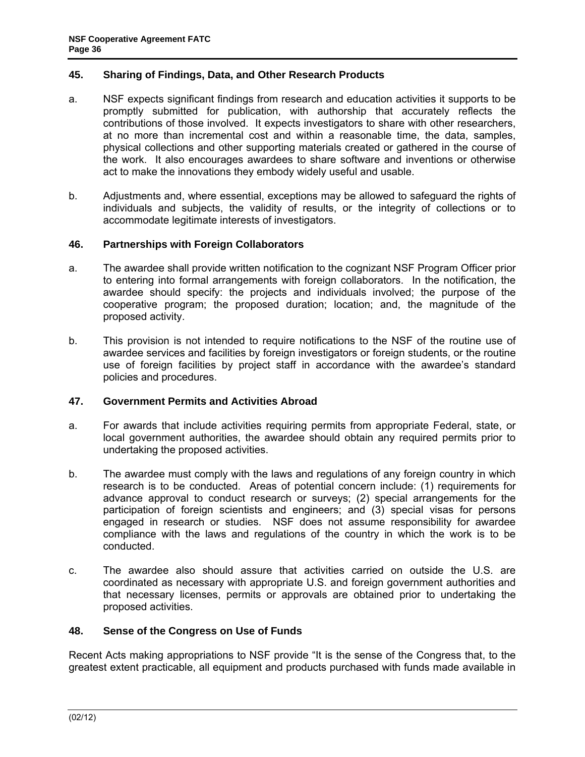## 45. Sharing of Findings, Data, and Other Research Products

a. NSF expects significant findings from research and education activities it supports to be promptly submitted for publication, with authorship that accurately reflects the contributions of those involved. It expects investigators to share with other researchers, at no more than incremental cost and within a reasonable time, the data, samples, physical collections and other supporting materials created or gathered in the course of the work. It also encourages awardees to share software and inventions or otherwise act to make the innovations they embody widely useful and usable.

b. Adjustments and, where essential, exceptions may be allowed to safeguard the rights of individuals and subjects, the validity of results, or the integrity of collections or to accommodate legitimate interests of investigators.

## 46. Partnerships with Foreign Collaborators

a. The awardee shall provide written notification to the cognizant NSF Program Officer prior to entering into formal arrangements with foreign collaborators. In the notification, the awardee should specify: the projects and individuals involved; the purpose of the cooperative program; the proposed duration; location; and, the magnitude of the proposed activity.

b. This provision is not intended to require notifications to the NSF of the routine use of awardee services and facilities by foreign investigators or foreign students, or the routine use of foreign facilities by project staff in accordance with the awardee's standard policies and procedures.

## 47. Government Permits and Activities Abroad

a. For awards that include activities requiring permits from appropriate Federal, state, or local government authorities, the awardee should obtain any required permits prior to undertaking the proposed activities.

b. The awardee must comply with the laws and regulations of any foreign country in which research is to be conducted. Areas of potential concern include: (1) requirements for advance approval to conduct research or surveys; (2) special arrangements for the participation of foreign scientists and engineers; and (3) special visas for persons engaged in research or studies. NSF does not assume responsibility for awardee compliance with the laws and regulations of the country in which the work is to be conducted.

c. The awardee also should assure that activities carried on outside the U.S. are coordinated as necessary with appropriate U.S. and foreign government authorities and that necessary licenses, permits or approvals are obtained prior to undertaking the proposed activities.

## 48. Sense of the Congress on Use of Funds

Recent Acts making appropriations to NSF provide "It is the sense of the Congress that, to the greatest extent practicable, all equipment and products purchased with funds made available in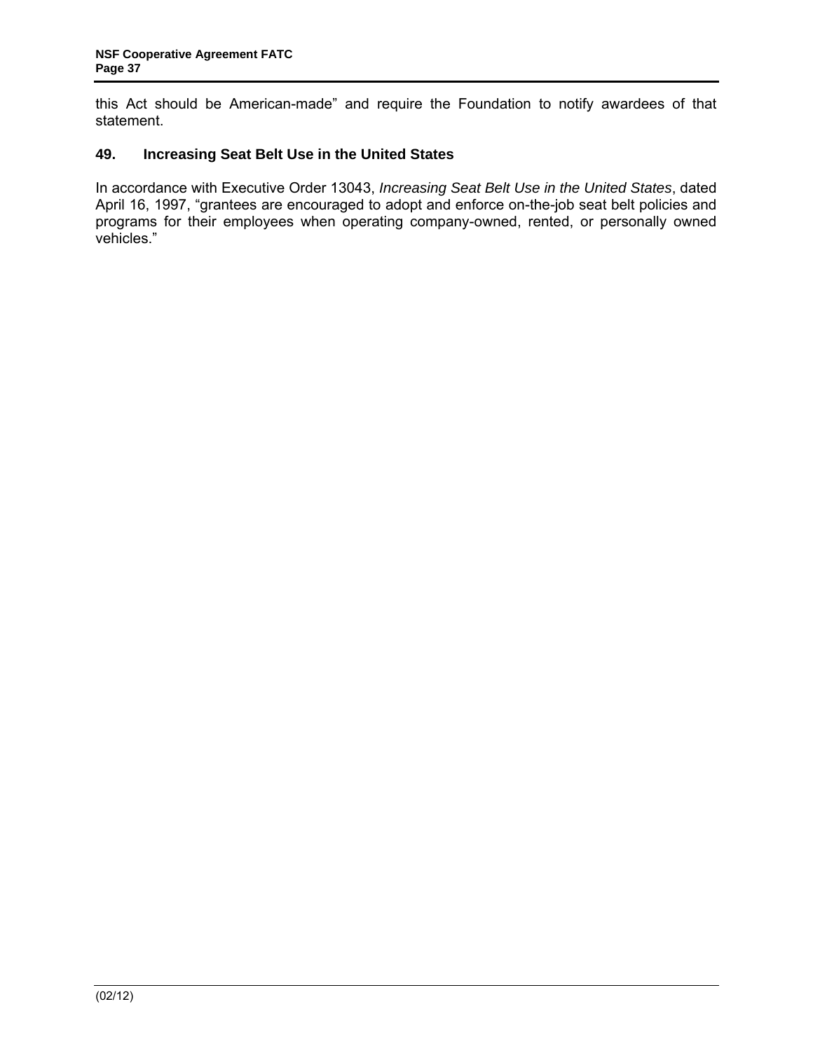this Act should be American-made" and require the Foundation to notify awardees of that statement.

## 49. Increasing Seat Belt Use in the United States

In accordance with Executive Order 13043, *Increasing Seat Belt Use in the United States*, dated April 16, 1997, "grantees are encouraged to adopt and enforce on-the-job seat belt policies and programs for their employees when operating company-owned, rented, or personally owned vehicles."